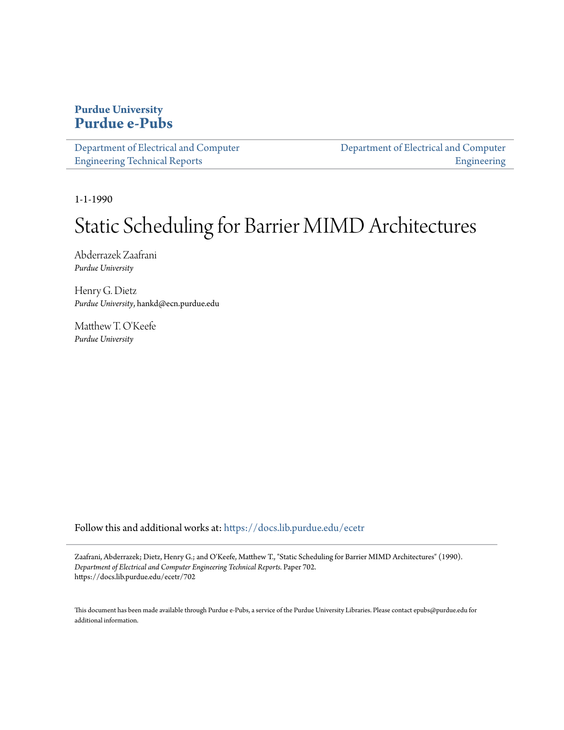**Purdue University**
**Purdue e-Pubs**

Department of Electrical and Computer Engineering Technical Reports | Department of Electrical and Computer Engineering

1-1-1990

# Static Scheduling for Barrier MIMD Architectures

Abderrazek Zaafrani
*Purdue University*

Henry G. Dietz
*Purdue University*, hankd@ecn.purdue.edu

Matthew T. O'Keefe
*Purdue University*

Follow this and additional works at: https://docs.lib.purdue.edu/ecetr

Zaafrani, Abderrazek; Dietz, Henry G.; and O'Keefe, Matthew T., "Static Scheduling for Barrier MIMD Architectures" (1990). *Department of Electrical and Computer Engineering Technical Reports*. Paper 702.
https://docs.lib.purdue.edu/ecetr/702

This document has been made available through Purdue e-Pubs, a service of the Purdue University Libraries. Please contact epubs@purdue.edu for additional information.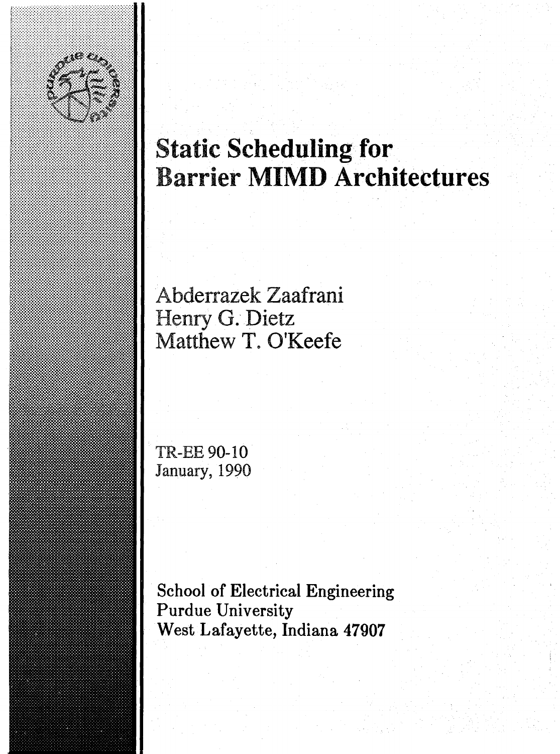# Static Scheduling for Barrier MIMD Architectures

Abderrazek Zaafrani
Henry G. Dietz
Matthew T. O'Keefe

TR-EE 90-10
January, 1990

School of Electrical Engineering
Purdue University
West Lafayette, Indiana 47907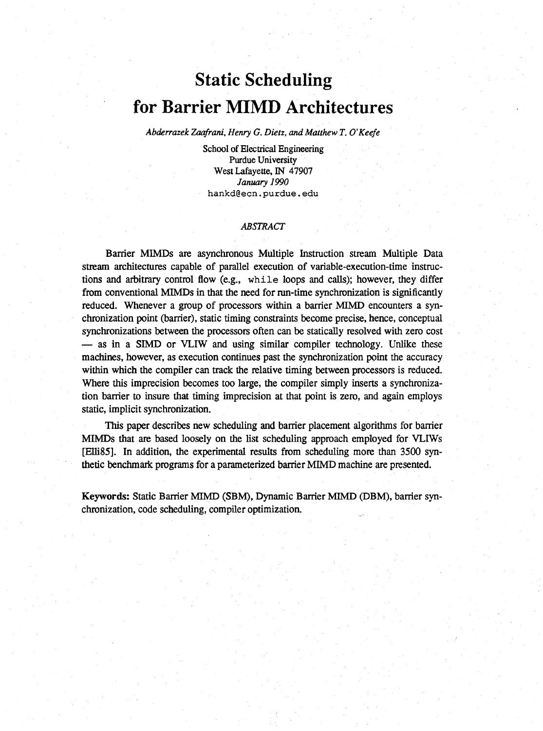# Static Scheduling for Barrier MIMD Architectures

*Abderrazek Zaafrani, Henry G. Dietz, and Matthew T. O'Keefe*

School of Electrical Engineering
Purdue University
West Lafayette, IN 47907
*January 1990*
hankd@ecn.purdue.edu

*ABSTRACT*

Barrier MIMDs are asynchronous Multiple Instruction stream Multiple Data stream architectures capable of parallel execution of variable-execution-time instructions and arbitrary control flow (e.g., `while` loops and calls); however, they differ from conventional MIMDs in that the need for run-time synchronization is significantly reduced. Whenever a group of processors within a barrier MIMD encounters a synchronization point (barrier), static timing constraints become precise, hence, conceptual synchronizations between the processors often can be statically resolved with zero cost — as in a SIMD or VLIW and using similar compiler technology. Unlike these machines, however, as execution continues past the synchronization point the accuracy within which the compiler can track the relative timing between processors is reduced. Where this imprecision becomes too large, the compiler simply inserts a synchronization barrier to insure that timing imprecision at that point is zero, and again employs static, implicit synchronization.

This paper describes new scheduling and barrier placement algorithms for barrier MIMDs that are based loosely on the list scheduling approach employed for VLIWs [Elli85]. In addition, the experimental results from scheduling more than 3500 synthetic benchmark programs for a parameterized barrier MIMD machine are presented.

**Keywords:** Static Barrier MIMD (SBM), Dynamic Barrier MIMD (DBM), barrier synchronization, code scheduling, compiler optimization.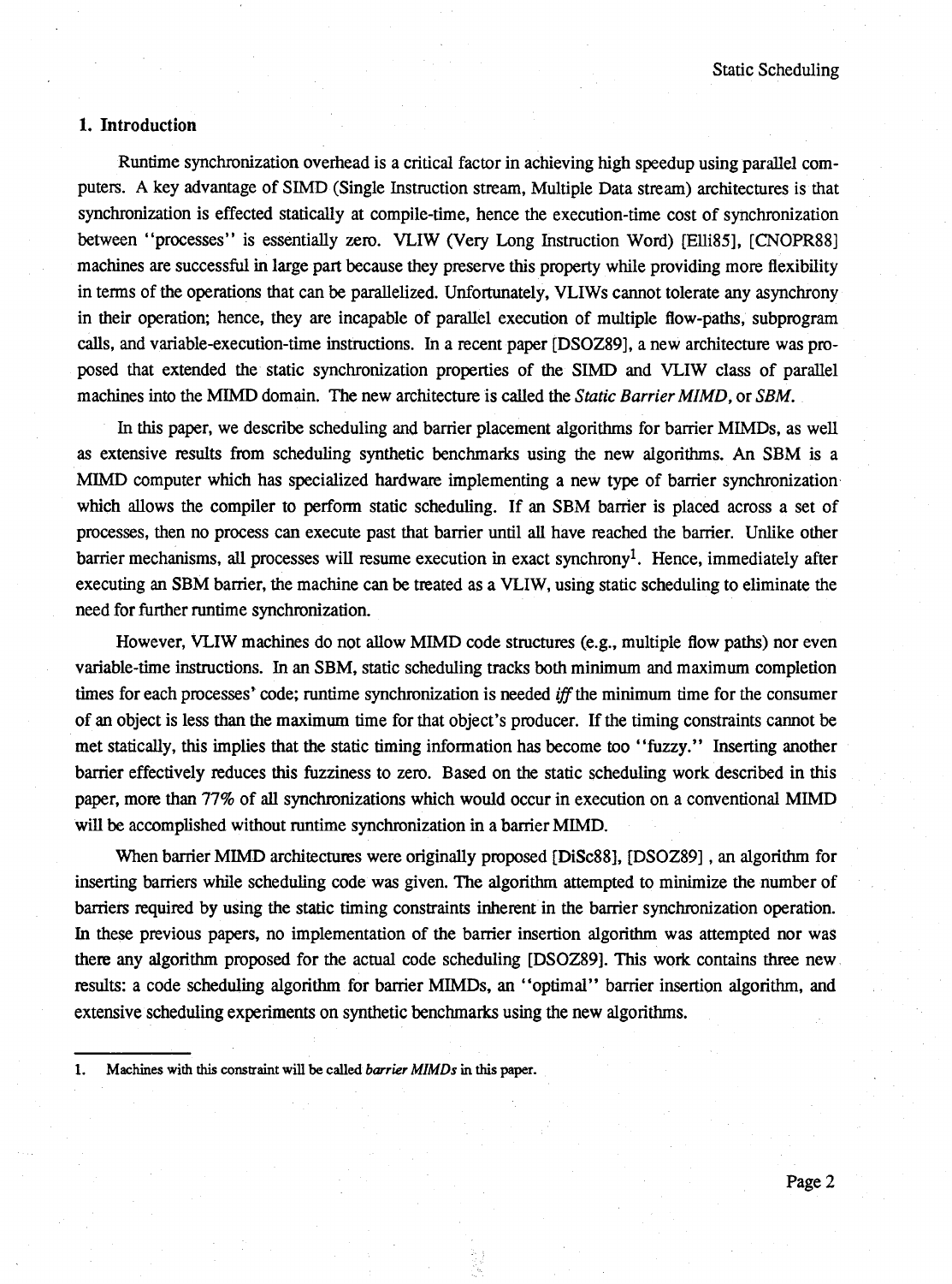## 1. Introduction

Runtime synchronization overhead is a critical factor in achieving high speedup using parallel computers. A key advantage of SIMD (Single Instruction stream, Multiple Data stream) architectures is that synchronization is effected statically at compile-time, hence the execution-time cost of synchronization between "processes" is essentially zero. VLIW (Very Long Instruction Word) [Elli85], [CNOPR88] machines are successful in large part because they preserve this property while providing more flexibility in terms of the operations that can be parallelized. Unfortunately, VLIWs cannot tolerate any asynchrony in their operation; hence, they are incapable of parallel execution of multiple flow-paths, subprogram calls, and variable-execution-time instructions. In a recent paper [DSOZ89], a new architecture was proposed that extended the static synchronization properties of the SIMD and VLIW class of parallel machines into the MIMD domain. The new architecture is called the *Static Barrier MIMD*, or *SBM*.

In this paper, we describe scheduling and barrier placement algorithms for barrier MIMDs, as well as extensive results from scheduling synthetic benchmarks using the new algorithms. An SBM is a MIMD computer which has specialized hardware implementing a new type of barrier synchronization which allows the compiler to perform static scheduling. If an SBM barrier is placed across a set of processes, then no process can execute past that barrier until all have reached the barrier. Unlike other barrier mechanisms, all processes will resume execution in exact synchrony[1]. Hence, immediately after executing an SBM barrier, the machine can be treated as a VLIW, using static scheduling to eliminate the need for further runtime synchronization.

However, VLIW machines do not allow MIMD code structures (e.g., multiple flow paths) nor even variable-time instructions. In an SBM, static scheduling tracks both minimum and maximum completion times for each processes' code; runtime synchronization is needed *iff* the minimum time for the consumer of an object is less than the maximum time for that object's producer. If the timing constraints cannot be met statically, this implies that the static timing information has become too "fuzzy." Inserting another barrier effectively reduces this fuzziness to zero. Based on the static scheduling work described in this paper, more than 77% of all synchronizations which would occur in execution on a conventional MIMD will be accomplished without runtime synchronization in a barrier MIMD.

When barrier MIMD architectures were originally proposed [DiSc88], [DSOZ89] , an algorithm for inserting barriers while scheduling code was given. The algorithm attempted to minimize the number of barriers required by using the static timing constraints inherent in the barrier synchronization operation. In these previous papers, no implementation of the barrier insertion algorithm was attempted nor was there any algorithm proposed for the actual code scheduling [DSOZ89]. This work contains three new results: a code scheduling algorithm for barrier MIMDs, an "optimal" barrier insertion algorithm, and extensive scheduling experiments on synthetic benchmarks using the new algorithms.

---

1. Machines with this constraint will be called *barrier MIMDs* in this paper.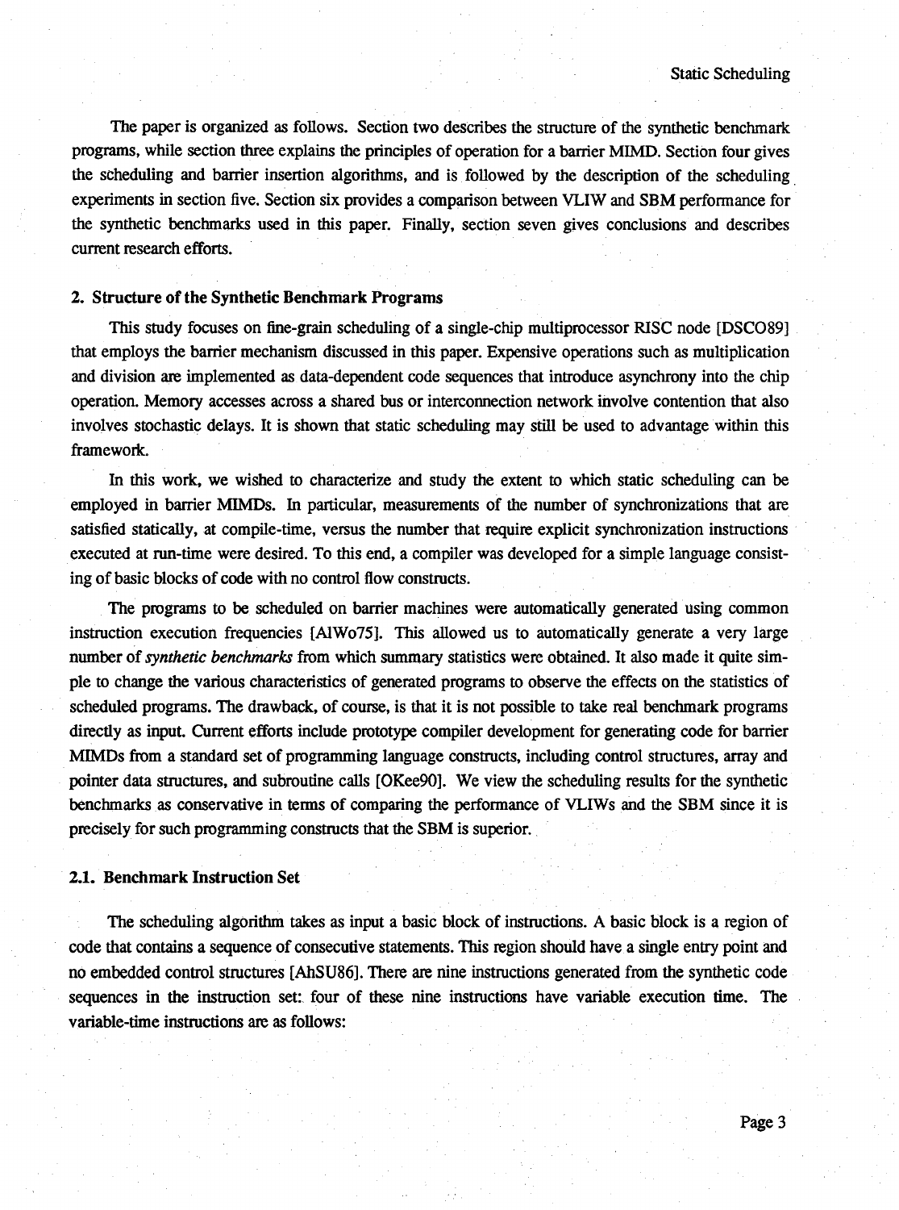The paper is organized as follows. Section two describes the structure of the synthetic benchmark programs, while section three explains the principles of operation for a barrier MIMD. Section four gives the scheduling and barrier insertion algorithms, and is followed by the description of the scheduling experiments in section five. Section six provides a comparison between VLIW and SBM performance for the synthetic benchmarks used in this paper. Finally, section seven gives conclusions and describes current research efforts.

## 2. Structure of the Synthetic Benchmark Programs

This study focuses on fine-grain scheduling of a single-chip multiprocessor RISC node [DSCO89] that employs the barrier mechanism discussed in this paper. Expensive operations such as multiplication and division are implemented as data-dependent code sequences that introduce asynchrony into the chip operation. Memory accesses across a shared bus or interconnection network involve contention that also involves stochastic delays. It is shown that static scheduling may still be used to advantage within this framework.

In this work, we wished to characterize and study the extent to which static scheduling can be employed in barrier MIMDs. In particular, measurements of the number of synchronizations that are satisfied statically, at compile-time, versus the number that require explicit synchronization instructions executed at run-time were desired. To this end, a compiler was developed for a simple language consisting of basic blocks of code with no control flow constructs.

The programs to be scheduled on barrier machines were automatically generated using common instruction execution frequencies [AlWo75]. This allowed us to automatically generate a very large number of *synthetic benchmarks* from which summary statistics were obtained. It also made it quite simple to change the various characteristics of generated programs to observe the effects on the statistics of scheduled programs. The drawback, of course, is that it is not possible to take real benchmark programs directly as input. Current efforts include prototype compiler development for generating code for barrier MIMDs from a standard set of programming language constructs, including control structures, array and pointer data structures, and subroutine calls [OKee90]. We view the scheduling results for the synthetic benchmarks as conservative in terms of comparing the performance of VLIWs and the SBM since it is precisely for such programming constructs that the SBM is superior.

### 2.1. Benchmark Instruction Set

The scheduling algorithm takes as input a basic block of instructions. A basic block is a region of code that contains a sequence of consecutive statements. This region should have a single entry point and no embedded control structures [AhSU86]. There are nine instructions generated from the synthetic code sequences in the instruction set: four of these nine instructions have variable execution time. The variable-time instructions are as follows: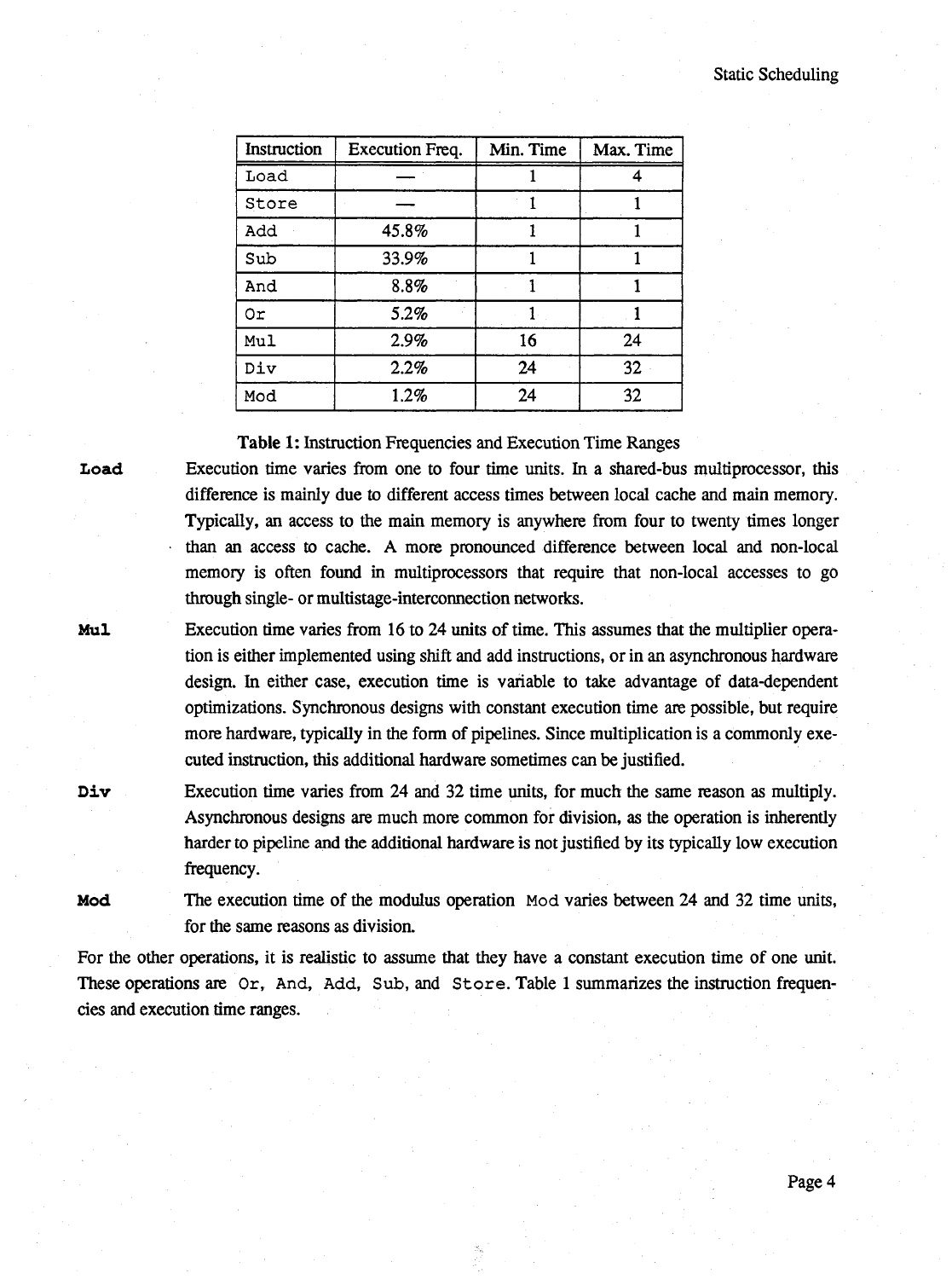| Instruction | Execution Freq. | Min. Time | Max. Time |
|---|---|---|---|
| Load | — | 1 | 4 |
| Store | — | 1 | 1 |
| Add | 45.8% | 1 | 1 |
| Sub | 33.9% | 1 | 1 |
| And | 8.8% | 1 | 1 |
| Or | 5.2% | 1 | 1 |
| Mul | 2.9% | 16 | 24 |
| Div | 2.2% | 24 | 32 |
| Mod | 1.2% | 24 | 32 |

**Table 1:** Instruction Frequencies and Execution Time Ranges

**Load** Execution time varies from one to four time units. In a shared-bus multiprocessor, this difference is mainly due to different access times between local cache and main memory. Typically, an access to the main memory is anywhere from four to twenty times longer than an access to cache. A more pronounced difference between local and non-local memory is often found in multiprocessors that require that non-local accesses to go through single- or multistage-interconnection networks.

**Mul** Execution time varies from 16 to 24 units of time. This assumes that the multiplier operation is either implemented using shift and add instructions, or in an asynchronous hardware design. In either case, execution time is variable to take advantage of data-dependent optimizations. Synchronous designs with constant execution time are possible, but require more hardware, typically in the form of pipelines. Since multiplication is a commonly executed instruction, this additional hardware sometimes can be justified.

**Div** Execution time varies from 24 and 32 time units, for much the same reason as multiply. Asynchronous designs are much more common for division, as the operation is inherently harder to pipeline and the additional hardware is not justified by its typically low execution frequency.

**Mod** The execution time of the modulus operation Mod varies between 24 and 32 time units, for the same reasons as division.

For the other operations, it is realistic to assume that they have a constant execution time of one unit. These operations are Or, And, Add, Sub, and Store. Table 1 summarizes the instruction frequencies and execution time ranges.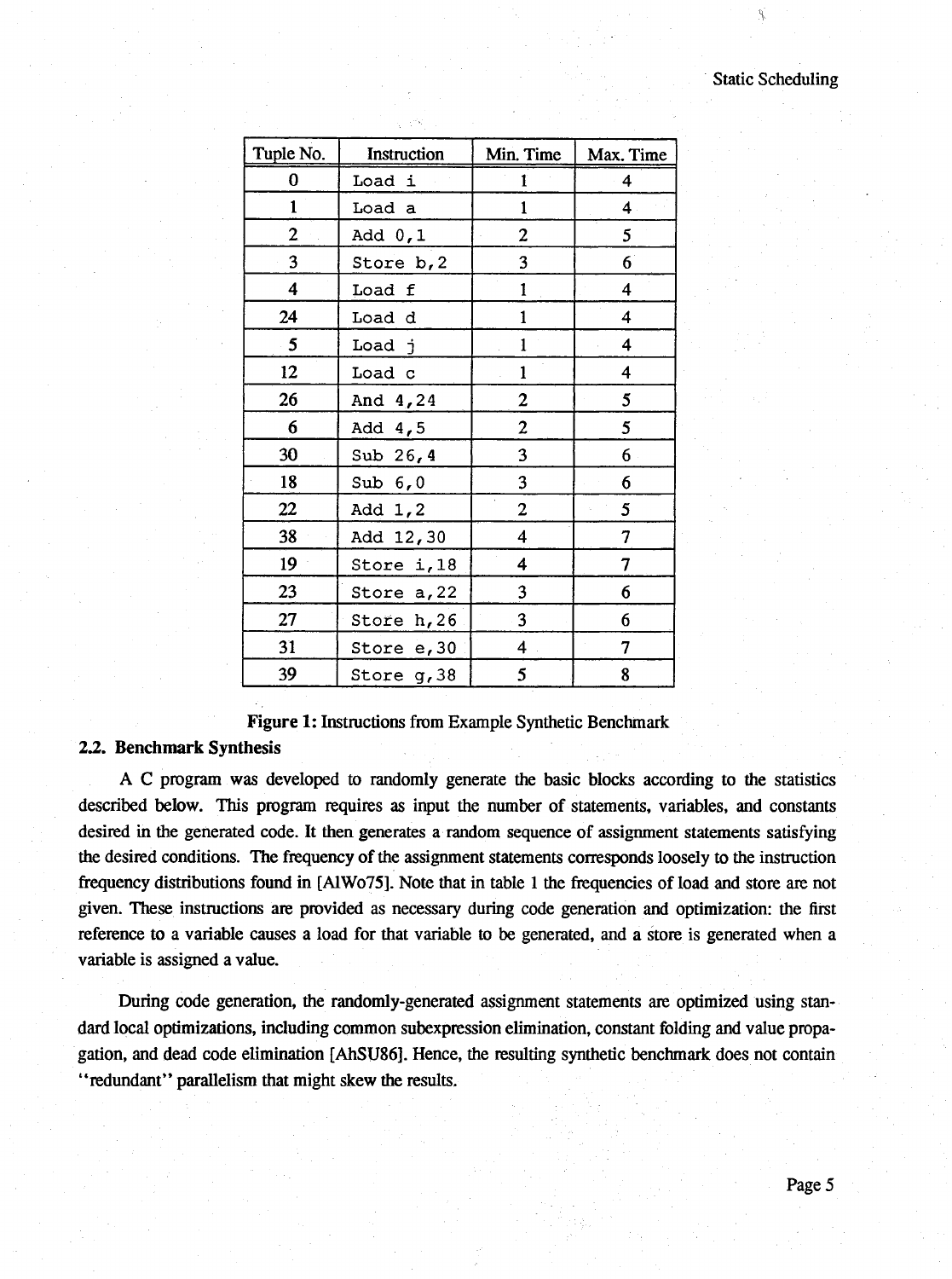| Tuple No. | Instruction | Min. Time | Max. Time |
|---|---|---|---|
| 0 | Load i | 1 | 4 |
| 1 | Load a | 1 | 4 |
| 2 | Add 0,1 | 2 | 5 |
| 3 | Store b,2 | 3 | 6 |
| 4 | Load f | 1 | 4 |
| 24 | Load d | 1 | 4 |
| 5 | Load j | 1 | 4 |
| 12 | Load c | 1 | 4 |
| 26 | And 4,24 | 2 | 5 |
| 6 | Add 4,5 | 2 | 5 |
| 30 | Sub 26,4 | 3 | 6 |
| 18 | Sub 6,0 | 3 | 6 |
| 22 | Add 1,2 | 2 | 5 |
| 38 | Add 12,30 | 4 | 7 |
| 19 | Store i,18 | 4 | 7 |
| 23 | Store a,22 | 3 | 6 |
| 27 | Store h,26 | 3 | 6 |
| 31 | Store e,30 | 4 | 7 |
| 39 | Store g,38 | 5 | 8 |

**Figure 1:** Instructions from Example Synthetic Benchmark

### 2.2. Benchmark Synthesis

A C program was developed to randomly generate the basic blocks according to the statistics described below. This program requires as input the number of statements, variables, and constants desired in the generated code. It then generates a random sequence of assignment statements satisfying the desired conditions. The frequency of the assignment statements corresponds loosely to the instruction frequency distributions found in [AlWo75]. Note that in table 1 the frequencies of load and store are not given. These instructions are provided as necessary during code generation and optimization: the first reference to a variable causes a load for that variable to be generated, and a store is generated when a variable is assigned a value.

During code generation, the randomly-generated assignment statements are optimized using standard local optimizations, including common subexpression elimination, constant folding and value propagation, and dead code elimination [AhSU86]. Hence, the resulting synthetic benchmark does not contain "redundant" parallelism that might skew the results.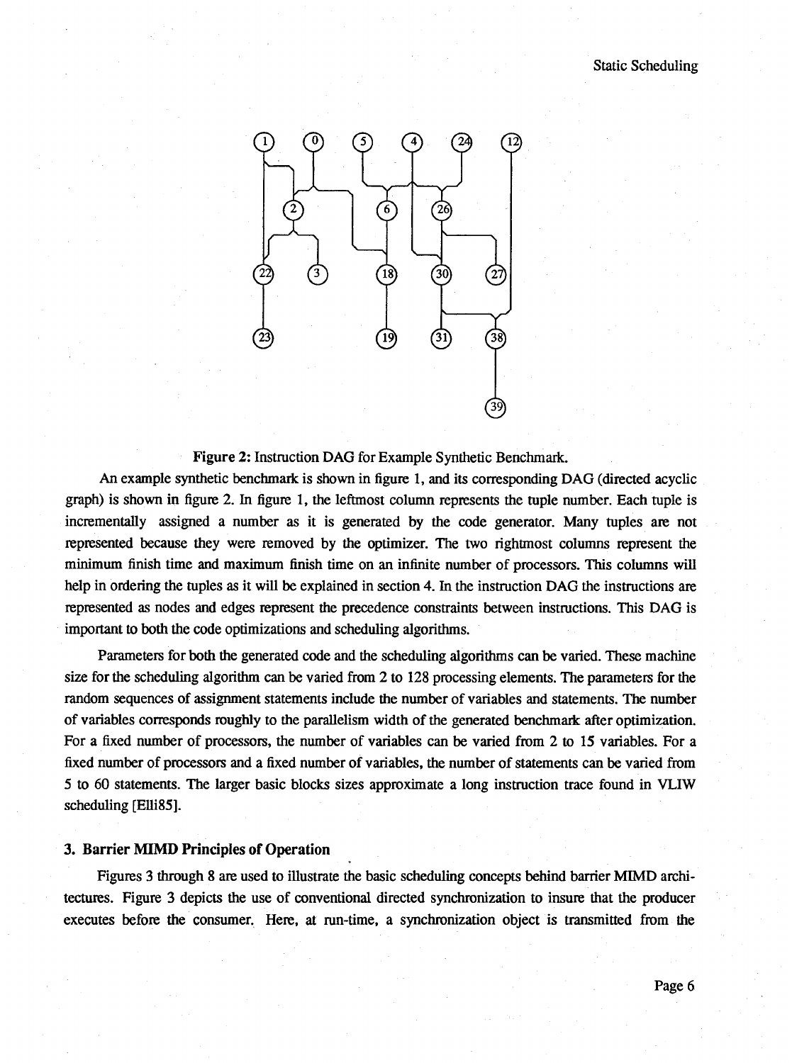**Figure 2:** Instruction DAG for Example Synthetic Benchmark.

An example synthetic benchmark is shown in figure 1, and its corresponding DAG (directed acyclic graph) is shown in figure 2. In figure 1, the leftmost column represents the tuple number. Each tuple is incrementally assigned a number as it is generated by the code generator. Many tuples are not represented because they were removed by the optimizer. The two rightmost columns represent the minimum finish time and maximum finish time on an infinite number of processors. This columns will help in ordering the tuples as it will be explained in section 4. In the instruction DAG the instructions are represented as nodes and edges represent the precedence constraints between instructions. This DAG is important to both the code optimizations and scheduling algorithms.

Parameters for both the generated code and the scheduling algorithms can be varied. These machine size for the scheduling algorithm can be varied from 2 to 128 processing elements. The parameters for the random sequences of assignment statements include the number of variables and statements. The number of variables corresponds roughly to the parallelism width of the generated benchmark after optimization. For a fixed number of processors, the number of variables can be varied from 2 to 15 variables. For a fixed number of processors and a fixed number of variables, the number of statements can be varied from 5 to 60 statements. The larger basic blocks sizes approximate a long instruction trace found in VLIW scheduling [Elli85].

## 3. Barrier MIMD Principles of Operation

Figures 3 through 8 are used to illustrate the basic scheduling concepts behind barrier MIMD architectures. Figure 3 depicts the use of conventional directed synchronization to insure that the producer executes before the consumer. Here, at run-time, a synchronization object is transmitted from the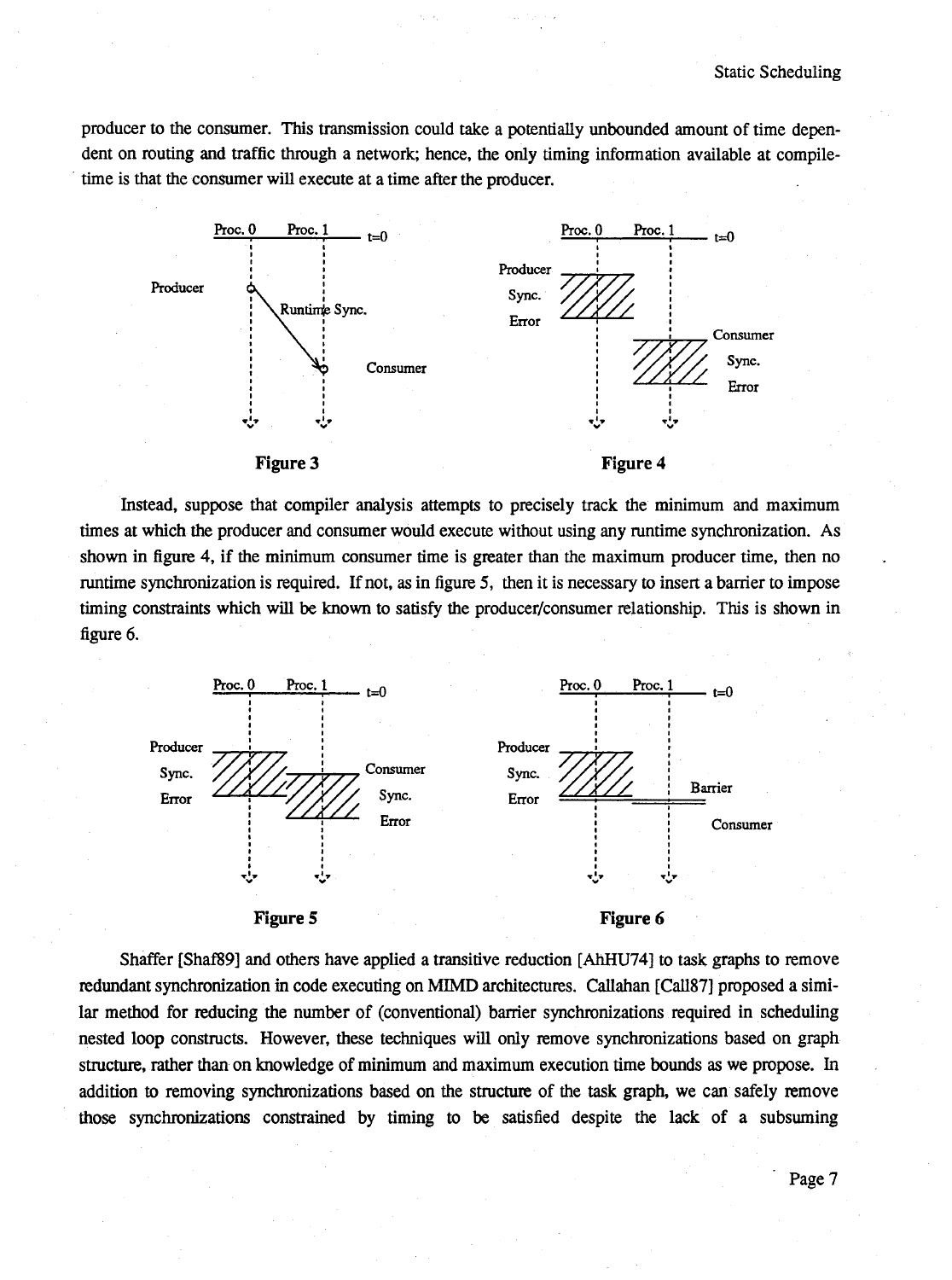producer to the consumer. This transmission could take a potentially unbounded amount of time dependent on routing and traffic through a network; hence, the only timing information available at compile-time is that the consumer will execute at a time after the producer.

**Figure 3**

**Figure 4**

Instead, suppose that compiler analysis attempts to precisely track the minimum and maximum times at which the producer and consumer would execute without using any runtime synchronization. As shown in figure 4, if the minimum consumer time is greater than the maximum producer time, then no runtime synchronization is required. If not, as in figure 5, then it is necessary to insert a barrier to impose timing constraints which will be known to satisfy the producer/consumer relationship. This is shown in figure 6.

**Figure 5**

**Figure 6**

Shaffer [Shaf89] and others have applied a transitive reduction [AhHU74] to task graphs to remove redundant synchronization in code executing on MIMD architectures. Callahan [Call87] proposed a similar method for reducing the number of (conventional) barrier synchronizations required in scheduling nested loop constructs. However, these techniques will only remove synchronizations based on graph structure, rather than on knowledge of minimum and maximum execution time bounds as we propose. In addition to removing synchronizations based on the structure of the task graph, we can safely remove those synchronizations constrained by timing to be satisfied despite the lack of a subsuming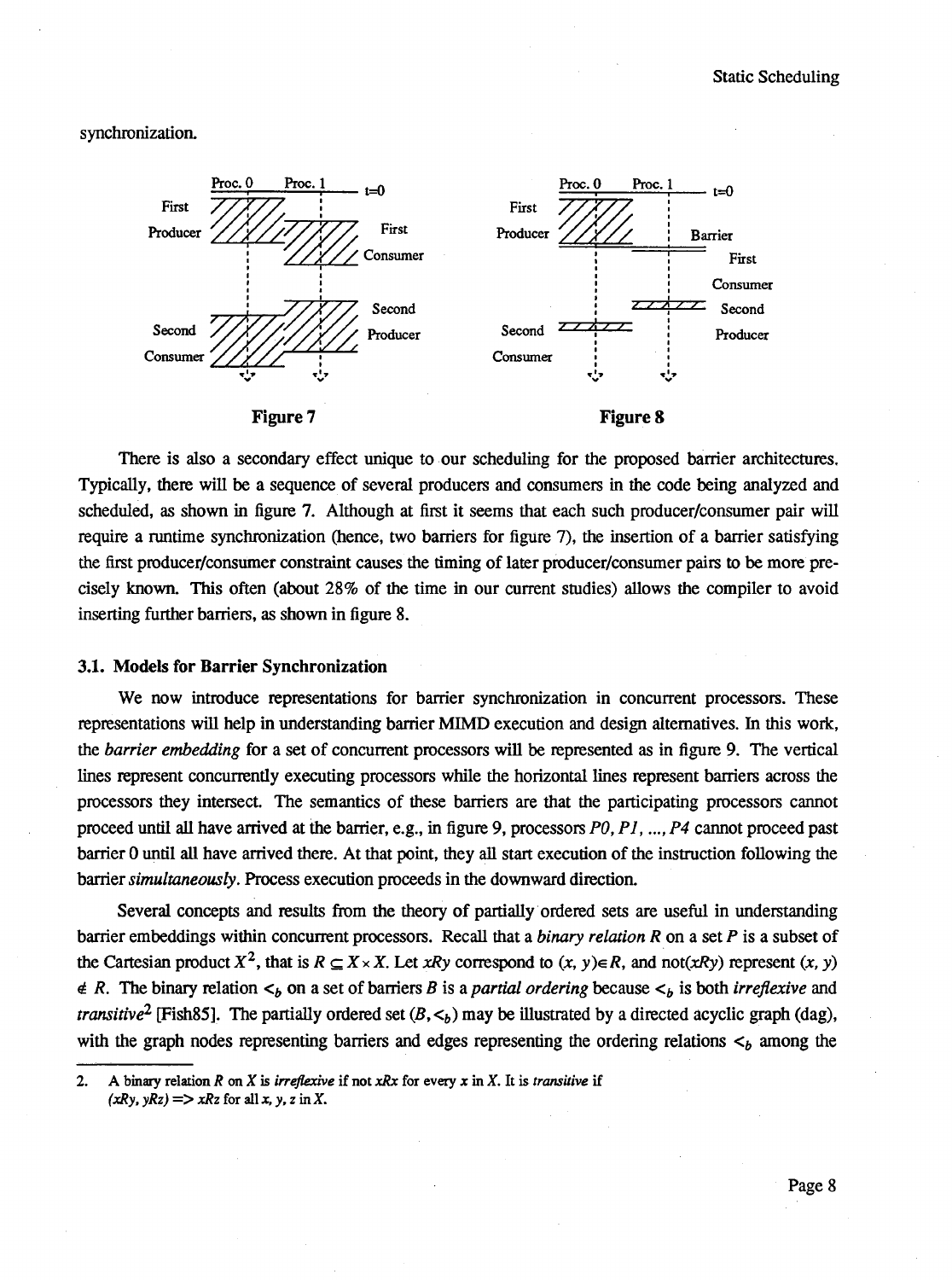synchronization.

**Figure 7**

**Figure 8**

There is also a secondary effect unique to our scheduling for the proposed barrier architectures. Typically, there will be a sequence of several producers and consumers in the code being analyzed and scheduled, as shown in figure 7. Although at first it seems that each such producer/consumer pair will require a runtime synchronization (hence, two barriers for figure 7), the insertion of a barrier satisfying the first producer/consumer constraint causes the timing of later producer/consumer pairs to be more precisely known. This often (about 28% of the time in our current studies) allows the compiler to avoid inserting further barriers, as shown in figure 8.

### 3.1. Models for Barrier Synchronization

We now introduce representations for barrier synchronization in concurrent processors. These representations will help in understanding barrier MIMD execution and design alternatives. In this work, the *barrier embedding* for a set of concurrent processors will be represented as in figure 9. The vertical lines represent concurrently executing processors while the horizontal lines represent barriers across the processors they intersect. The semantics of these barriers are that the participating processors cannot proceed until all have arrived at the barrier, e.g., in figure 9, processors *P0, P1, ..., P4* cannot proceed past barrier 0 until all have arrived there. At that point, they all start execution of the instruction following the barrier *simultaneously*. Process execution proceeds in the downward direction.

Several concepts and results from the theory of partially ordered sets are useful in understanding barrier embeddings within concurrent processors. Recall that a *binary relation R* on a set *P* is a subset of the Cartesian product $X^2$, that is $R \subseteq X \times X$. Let $xRy$ correspond to $(x, y) \in R$, and not($xRy$) represent $(x, y) \notin R$. The binary relation $<_b$ on a set of barriers $B$ is a *partial ordering* because $<_b$ is both *irreflexive* and *transitive*[2] [Fish85]. The partially ordered set $(B, <_b)$ may be illustrated by a directed acyclic graph (dag), with the graph nodes representing barriers and edges representing the ordering relations $<_b$ among the

2. A binary relation *R* on *X* is *irreflexive* if not $xRx$ for every *x* in *X*. It is *transitive* if $(xRy, yRz) \Rightarrow xRz$ for all *x, y, z* in *X*.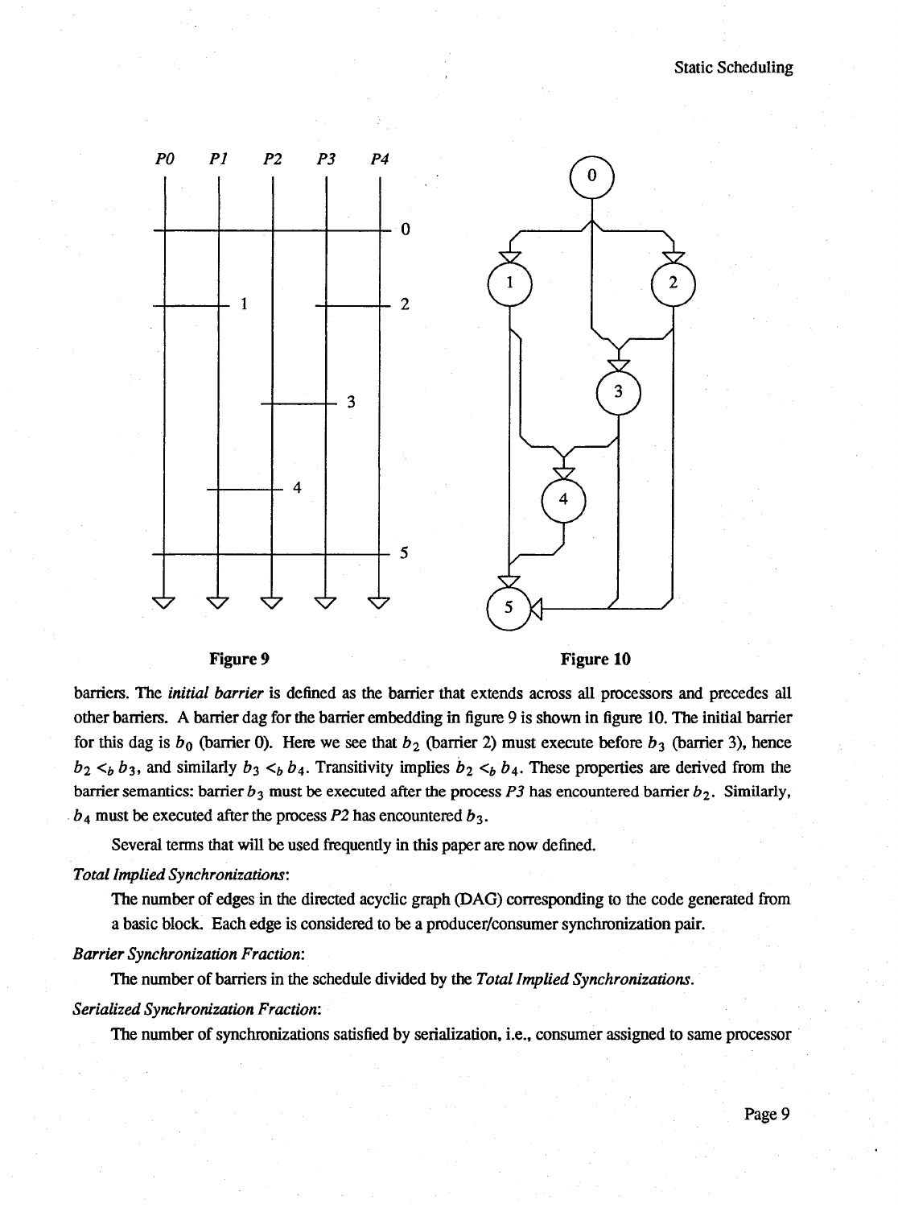**Figure 9**

**Figure 10**

barriers. The *initial barrier* is defined as the barrier that extends across all processors and precedes all other barriers. A barrier dag for the barrier embedding in figure 9 is shown in figure 10. The initial barrier for this dag is $b_0$ (barrier 0). Here we see that $b_2$ (barrier 2) must execute before $b_3$ (barrier 3), hence $b_2 <_b b_3$, and similarly $b_3 <_b b_4$. Transitivity implies $b_2 <_b b_4$. These properties are derived from the barrier semantics: barrier $b_3$ must be executed after the process *P3* has encountered barrier $b_2$. Similarly, $b_4$ must be executed after the process *P2* has encountered $b_3$.

Several terms that will be used frequently in this paper are now defined.

*Total Implied Synchronizations*:

The number of edges in the directed acyclic graph (DAG) corresponding to the code generated from a basic block. Each edge is considered to be a producer/consumer synchronization pair.

*Barrier Synchronization Fraction*:

The number of barriers in the schedule divided by the *Total Implied Synchronizations*.

*Serialized Synchronization Fraction*:

The number of synchronizations satisfied by serialization, i.e., consumer assigned to same processor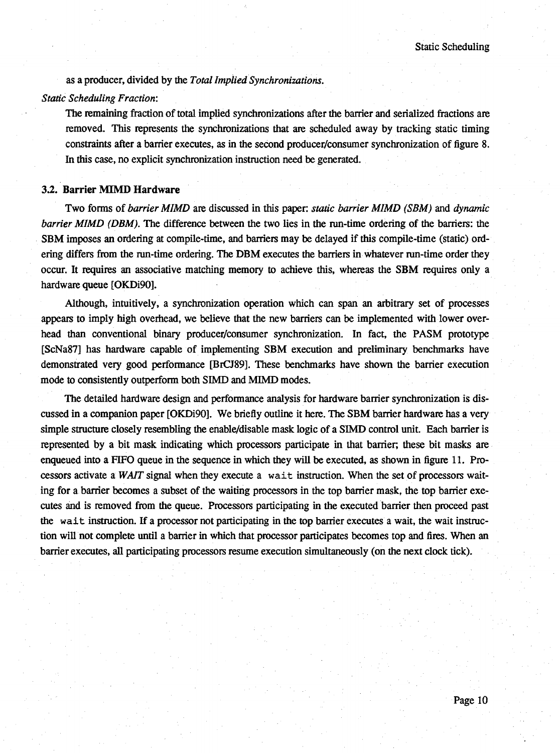as a producer, divided by the *Total Implied Synchronizations*.

*Static Scheduling Fraction*:

The remaining fraction of total implied synchronizations after the barrier and serialized fractions are removed. This represents the synchronizations that are scheduled away by tracking static timing constraints after a barrier executes, as in the second producer/consumer synchronization of figure 8. In this case, no explicit synchronization instruction need be generated.

### 3.2. Barrier MIMD Hardware

Two forms of *barrier MIMD* are discussed in this paper: *static barrier MIMD (SBM)* and *dynamic barrier MIMD (DBM)*. The difference between the two lies in the run-time ordering of the barriers: the SBM imposes an ordering at compile-time, and barriers may be delayed if this compile-time (static) ordering differs from the run-time ordering. The DBM executes the barriers in whatever run-time order they occur. It requires an associative matching memory to achieve this, whereas the SBM requires only a hardware queue [OKDi90].

Although, intuitively, a synchronization operation which can span an arbitrary set of processes appears to imply high overhead, we believe that the new barriers can be implemented with lower overhead than conventional binary producer/consumer synchronization. In fact, the PASM prototype [ScNa87] has hardware capable of implementing SBM execution and preliminary benchmarks have demonstrated very good performance [BrCJ89]. These benchmarks have shown the barrier execution mode to consistently outperform both SIMD and MIMD modes.

The detailed hardware design and performance analysis for hardware barrier synchronization is discussed in a companion paper [OKDi90]. We briefly outline it here. The SBM barrier hardware has a very simple structure closely resembling the enable/disable mask logic of a SIMD control unit. Each barrier is represented by a bit mask indicating which processors participate in that barrier; these bit masks are enqueued into a FIFO queue in the sequence in which they will be executed, as shown in figure 11. Processors activate a *WAIT* signal when they execute a `wait` instruction. When the set of processors waiting for a barrier becomes a subset of the waiting processors in the top barrier mask, the top barrier executes and is removed from the queue. Processors participating in the executed barrier then proceed past the `wait` instruction. If a processor not participating in the top barrier executes a wait, the wait instruction will not complete until a barrier in which that processor participates becomes top and fires. When an barrier executes, all participating processors resume execution simultaneously (on the next clock tick).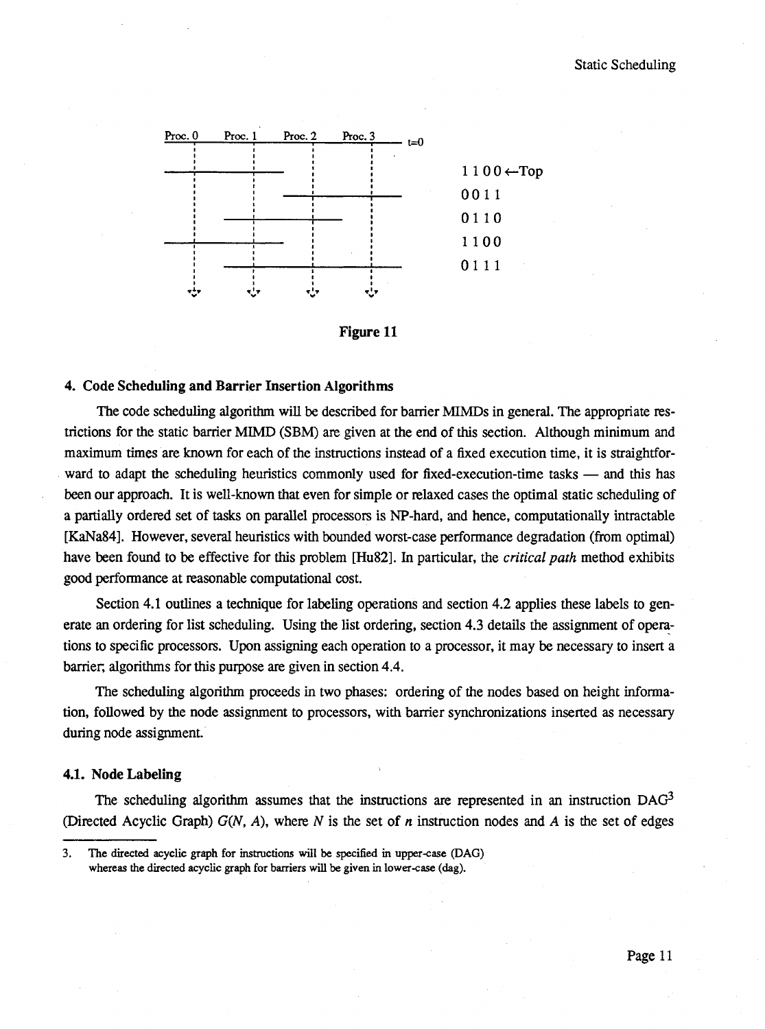Proc. 0 Proc. 1 Proc. 2 Proc. 3 t=0

1 1 0 0←Top
0 0 1 1
0 1 1 0
1 1 0 0
0 1 1 1

**Figure 11**

## 4. Code Scheduling and Barrier Insertion Algorithms

The code scheduling algorithm will be described for barrier MIMDs in general. The appropriate restrictions for the static barrier MIMD (SBM) are given at the end of this section. Although minimum and maximum times are known for each of the instructions instead of a fixed execution time, it is straightforward to adapt the scheduling heuristics commonly used for fixed-execution-time tasks — and this has been our approach. It is well-known that even for simple or relaxed cases the optimal static scheduling of a partially ordered set of tasks on parallel processors is NP-hard, and hence, computationally intractable [KaNa84]. However, several heuristics with bounded worst-case performance degradation (from optimal) have been found to be effective for this problem [Hu82]. In particular, the *critical path* method exhibits good performance at reasonable computational cost.

Section 4.1 outlines a technique for labeling operations and section 4.2 applies these labels to generate an ordering for list scheduling. Using the list ordering, section 4.3 details the assignment of operations to specific processors. Upon assigning each operation to a processor, it may be necessary to insert a barrier; algorithms for this purpose are given in section 4.4.

The scheduling algorithm proceeds in two phases: ordering of the nodes based on height information, followed by the node assignment to processors, with barrier synchronizations inserted as necessary during node assignment.

### 4.1. Node Labeling

The scheduling algorithm assumes that the instructions are represented in an instruction DAG[3] (Directed Acyclic Graph) $G(N, A)$, where $N$ is the set of $n$ instruction nodes and $A$ is the set of edges

3. The directed acyclic graph for instructions will be specified in upper-case (DAG) whereas the directed acyclic graph for barriers will be given in lower-case (dag).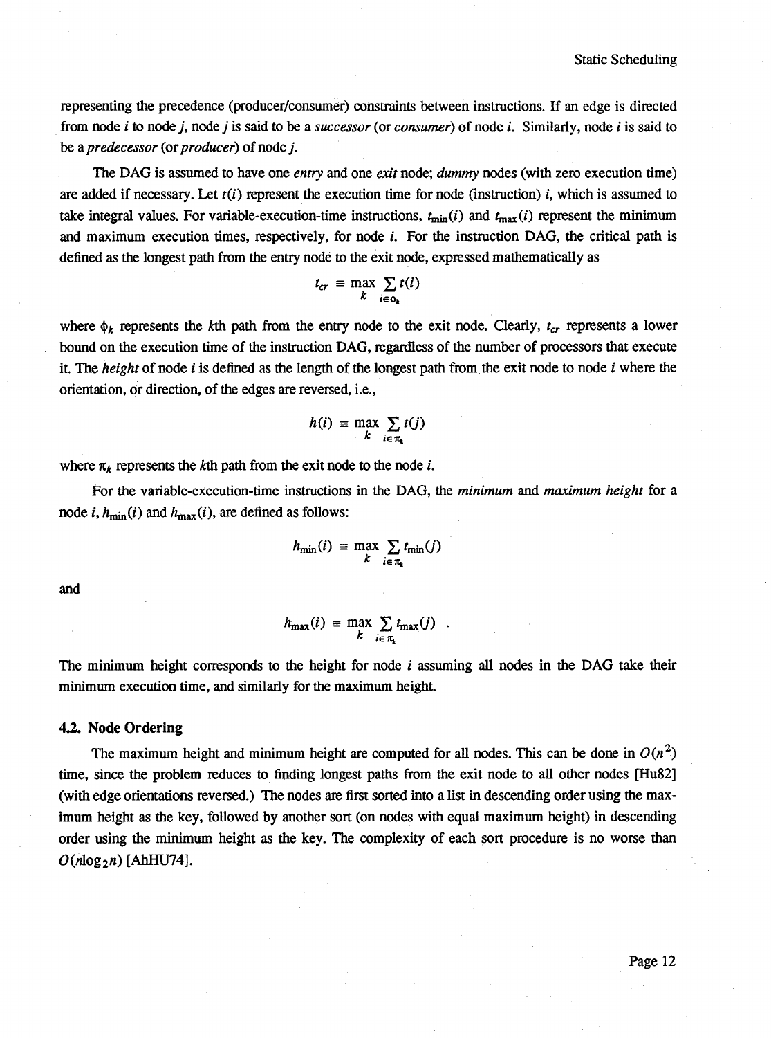representing the precedence (producer/consumer) constraints between instructions. If an edge is directed from node $i$ to node $j$, node $j$ is said to be a *successor* (or *consumer*) of node $i$. Similarly, node $i$ is said to be a *predecessor* (or *producer*) of node $j$.

The DAG is assumed to have one *entry* and one *exit* node; *dummy* nodes (with zero execution time) are added if necessary. Let $t(i)$ represent the execution time for node (instruction) $i$, which is assumed to take integral values. For variable-execution-time instructions, $t_{\min}(i)$ and $t_{\max}(i)$ represent the minimum and maximum execution times, respectively, for node $i$. For the instruction DAG, the critical path is defined as the longest path from the entry node to the exit node, expressed mathematically as

$$t_{cr} \equiv \max_{k} \sum_{i \in \phi_k} t(i)$$

where $\phi_k$ represents the $k$th path from the entry node to the exit node. Clearly, $t_{cr}$ represents a lower bound on the execution time of the instruction DAG, regardless of the number of processors that execute it. The *height* of node $i$ is defined as the length of the longest path from the exit node to node $i$ where the orientation, or direction, of the edges are reversed, i.e.,

$$h(i) \equiv \max_{k} \sum_{i \in \pi_k} t(j)$$

where $\pi_k$ represents the $k$th path from the exit node to the node $i$.

For the variable-execution-time instructions in the DAG, the *minimum* and *maximum height* for a node $i$, $h_{\min}(i)$ and $h_{\max}(i)$, are defined as follows:

$$h_{\min}(i) \equiv \max_{k} \sum_{i \in \pi_k} t_{\min}(j)$$

and

$$h_{\max}(i) \equiv \max_{k} \sum_{i \in \pi_k} t_{\max}(j) \quad .$$

The minimum height corresponds to the height for node $i$ assuming all nodes in the DAG take their minimum execution time, and similarly for the maximum height.

### 4.2. Node Ordering

The maximum height and minimum height are computed for all nodes. This can be done in $O(n^2)$ time, since the problem reduces to finding longest paths from the exit node to all other nodes [Hu82] (with edge orientations reversed.) The nodes are first sorted into a list in descending order using the maximum height as the key, followed by another sort (on nodes with equal maximum height) in descending order using the minimum height as the key. The complexity of each sort procedure is no worse than $O(n \log_2 n)$ [AhHU74].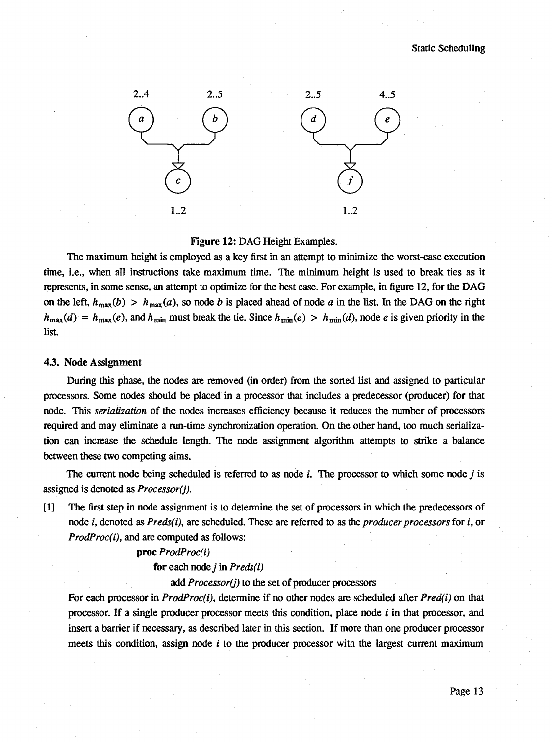2..4 2..5 2..5 4..5

*a* *b* *d* *e*

*c* *f*

1..2 1..2

**Figure 12:** DAG Height Examples.

The maximum height is employed as a key first in an attempt to minimize the worst-case execution time, i.e., when all instructions take maximum time. The minimum height is used to break ties as it represents, in some sense, an attempt to optimize for the best case. For example, in figure 12, for the DAG on the left, $h_{\max}(b) > h_{\max}(a)$, so node *b* is placed ahead of node *a* in the list. In the DAG on the right $h_{\max}(d) = h_{\max}(e)$, and $h_{\min}$ must break the tie. Since $h_{\min}(e) > h_{\min}(d)$, node *e* is given priority in the list.

### 4.3. Node Assignment

During this phase, the nodes are removed (in order) from the sorted list and assigned to particular processors. Some nodes should be placed in a processor that includes a predecessor (producer) for that node. This *serialization* of the nodes increases efficiency because it reduces the number of processors required and may eliminate a run-time synchronization operation. On the other hand, too much serialization can increase the schedule length. The node assignment algorithm attempts to strike a balance between these two competing aims.

The current node being scheduled is referred to as node *i*. The processor to which some node *j* is assigned is denoted as *Processor(j)*.

[1] The first step in node assignment is to determine the set of processors in which the predecessors of node *i*, denoted as *Preds(i)*, are scheduled. These are referred to as the *producer processors* for *i*, or *ProdProc(i)*, and are computed as follows:

```
proc ProdProc(i)
    for each node j in Preds(i)
        add Processor(j) to the set of producer processors
```

For each processor in *ProdProc(i)*, determine if no other nodes are scheduled after *Pred(i)* on that processor. If a single producer processor meets this condition, place node *i* in that processor, and insert a barrier if necessary, as described later in this section. If more than one producer processor meets this condition, assign node *i* to the producer processor with the largest current maximum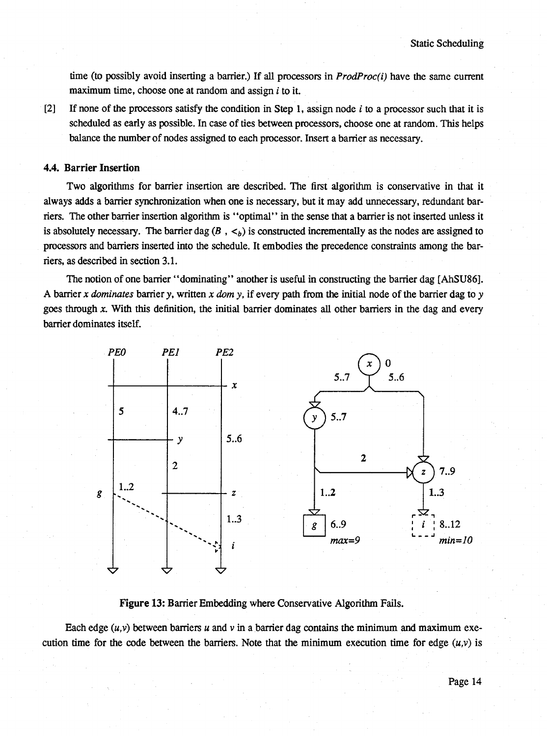time (to possibly avoid inserting a barrier.) If all processors in *ProdProc(i)* have the same current maximum time, choose one at random and assign $i$ to it.

[2] If none of the processors satisfy the condition in Step 1, assign node $i$ to a processor such that it is scheduled as early as possible. In case of ties between processors, choose one at random. This helps balance the number of nodes assigned to each processor. Insert a barrier as necessary.

### 4.4. Barrier Insertion

Two algorithms for barrier insertion are described. The first algorithm is conservative in that it always adds a barrier synchronization when one is necessary, but it may add unnecessary, redundant barriers. The other barrier insertion algorithm is "optimal" in the sense that a barrier is not inserted unless it is absolutely necessary. The barrier dag $(B, <_b)$ is constructed incrementally as the nodes are assigned to processors and barriers inserted into the schedule. It embodies the precedence constraints among the barriers, as described in section 3.1.

The notion of one barrier "dominating" another is useful in constructing the barrier dag [AhSU86]. A barrier $x$ *dominates* barrier $y$, written $x$ *dom* $y$, if every path from the initial node of the barrier dag to $y$ goes through $x$. With this definition, the initial barrier dominates all other barriers in the dag and every barrier dominates itself.

**Figure 13:** Barrier Embedding where Conservative Algorithm Fails.

Each edge $(u,v)$ between barriers $u$ and $v$ in a barrier dag contains the minimum and maximum execution time for the code between the barriers. Note that the minimum execution time for edge $(u,v)$ is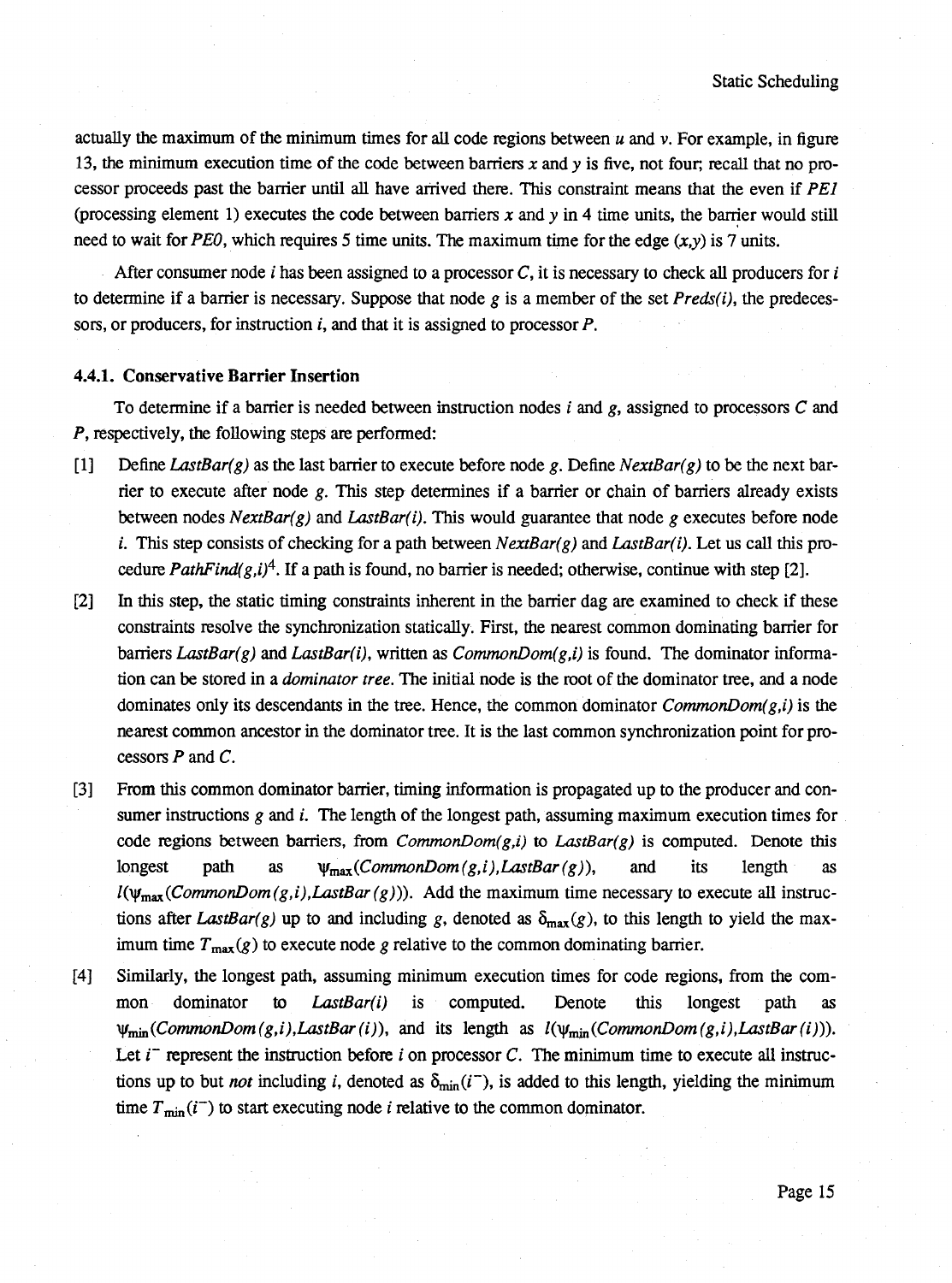actually the maximum of the minimum times for all code regions between $u$ and $v$. For example, in figure 13, the minimum execution time of the code between barriers $x$ and $y$ is five, not four; recall that no processor proceeds past the barrier until all have arrived there. This constraint means that the even if *PE1* (processing element 1) executes the code between barriers $x$ and $y$ in 4 time units, the barrier would still need to wait for *PE0*, which requires 5 time units. The maximum time for the edge $(x,y)$ is 7 units.

After consumer node $i$ has been assigned to a processor $C$, it is necessary to check all producers for $i$ to determine if a barrier is necessary. Suppose that node $g$ is a member of the set *Preds(i)*, the predecessors, or producers, for instruction $i$, and that it is assigned to processor $P$.

### 4.4.1. Conservative Barrier Insertion

To determine if a barrier is needed between instruction nodes $i$ and $g$, assigned to processors $C$ and $P$, respectively, the following steps are performed:

[1] Define *LastBar(g)* as the last barrier to execute before node $g$. Define *NextBar(g)* to be the next barrier to execute after node $g$. This step determines if a barrier or chain of barriers already exists between nodes *NextBar(g)* and *LastBar(i)*. This would guarantee that node $g$ executes before node $i$. This step consists of checking for a path between *NextBar(g)* and *LastBar(i)*. Let us call this procedure *PathFind(g,i)*[4]. If a path is found, no barrier is needed; otherwise, continue with step [2].

[2] In this step, the static timing constraints inherent in the barrier dag are examined to check if these constraints resolve the synchronization statically. First, the nearest common dominating barrier for barriers *LastBar(g)* and *LastBar(i)*, written as *CommonDom(g,i)* is found. The dominator information can be stored in a *dominator tree*. The initial node is the root of the dominator tree, and a node dominates only its descendants in the tree. Hence, the common dominator *CommonDom(g,i)* is the nearest common ancestor in the dominator tree. It is the last common synchronization point for processors $P$ and $C$.

[3] From this common dominator barrier, timing information is propagated up to the producer and consumer instructions $g$ and $i$. The length of the longest path, assuming maximum execution times for code regions between barriers, from *CommonDom(g,i)* to *LastBar(g)* is computed. Denote this longest path as $\psi_{max}(CommonDom(g,i), LastBar(g))$, and its length as $l(\psi_{max}(CommonDom(g,i), LastBar(g)))$. Add the maximum time necessary to execute all instructions after *LastBar(g)* up to and including $g$, denoted as $\delta_{max}(g)$, to this length to yield the maximum time $T_{max}(g)$ to execute node $g$ relative to the common dominating barrier.

[4] Similarly, the longest path, assuming minimum execution times for code regions, from the common dominator to *LastBar(i)* is computed. Denote this longest path as $\psi_{min}(CommonDom(g,i), LastBar(i))$, and its length as $l(\psi_{min}(CommonDom(g,i), LastBar(i)))$. Let $i^-$ represent the instruction before $i$ on processor $C$. The minimum time to execute all instructions up to but *not* including $i$, denoted as $\delta_{min}(i^-)$, is added to this length, yielding the minimum time $T_{min}(i^-)$ to start executing node $i$ relative to the common dominator.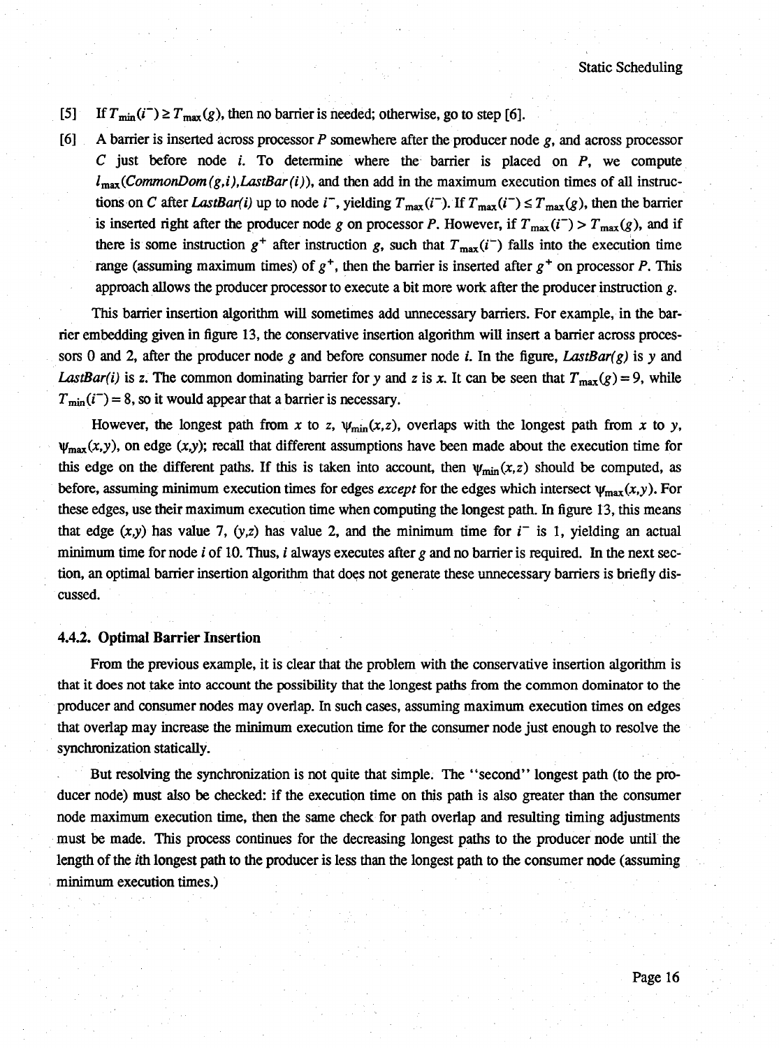[5] If $T_{min}(i^-) \geq T_{max}(g)$, then no barrier is needed; otherwise, go to step [6].

[6] A barrier is inserted across processor $P$ somewhere after the producer node $g$, and across processor $C$ just before node $i$. To determine where the barrier is placed on $P$, we compute $l_{max}(CommonDom(g,i), LastBar(i))$, and then add in the maximum execution times of all instructions on $C$ after *LastBar(i)* up to node $i^-$, yielding $T_{max}(i^-)$. If $T_{max}(i^-) \leq T_{max}(g)$, then the barrier is inserted right after the producer node $g$ on processor $P$. However, if $T_{max}(i^-) > T_{max}(g)$, and if there is some instruction $g^+$ after instruction $g$, such that $T_{max}(i^-)$ falls into the execution time range (assuming maximum times) of $g^+$, then the barrier is inserted after $g^+$ on processor $P$. This approach allows the producer processor to execute a bit more work after the producer instruction $g$.

This barrier insertion algorithm will sometimes add unnecessary barriers. For example, in the barrier embedding given in figure 13, the conservative insertion algorithm will insert a barrier across processors 0 and 2, after the producer node $g$ and before consumer node $i$. In the figure, *LastBar(g)* is $y$ and *LastBar(i)* is $z$. The common dominating barrier for $y$ and $z$ is $x$. It can be seen that $T_{max}(g) = 9$, while $T_{min}(i^-) = 8$, so it would appear that a barrier is necessary.

However, the longest path from $x$ to $z$, $\psi_{min}(x,z)$, overlaps with the longest path from $x$ to $y$, $\psi_{max}(x,y)$, on edge $(x,y)$; recall that different assumptions have been made about the execution time for this edge on the different paths. If this is taken into account, then $\psi_{min}(x,z)$ should be computed, as before, assuming minimum execution times for edges *except* for the edges which intersect $\psi_{max}(x,y)$. For these edges, use their maximum execution time when computing the longest path. In figure 13, this means that edge $(x,y)$ has value 7, $(y,z)$ has value 2, and the minimum time for $i^-$ is 1, yielding an actual minimum time for node $i$ of 10. Thus, $i$ always executes after $g$ and no barrier is required. In the next section, an optimal barrier insertion algorithm that does not generate these unnecessary barriers is briefly discussed.

### 4.4.2. Optimal Barrier Insertion

From the previous example, it is clear that the problem with the conservative insertion algorithm is that it does not take into account the possibility that the longest paths from the common dominator to the producer and consumer nodes may overlap. In such cases, assuming maximum execution times on edges that overlap may increase the minimum execution time for the consumer node just enough to resolve the synchronization statically.

But resolving the synchronization is not quite that simple. The "second" longest path (to the producer node) must also be checked: if the execution time on this path is also greater than the consumer node maximum execution time, then the same check for path overlap and resulting timing adjustments must be made. This process continues for the decreasing longest paths to the producer node until the length of the $i$th longest path to the producer is less than the longest path to the consumer node (assuming minimum execution times.)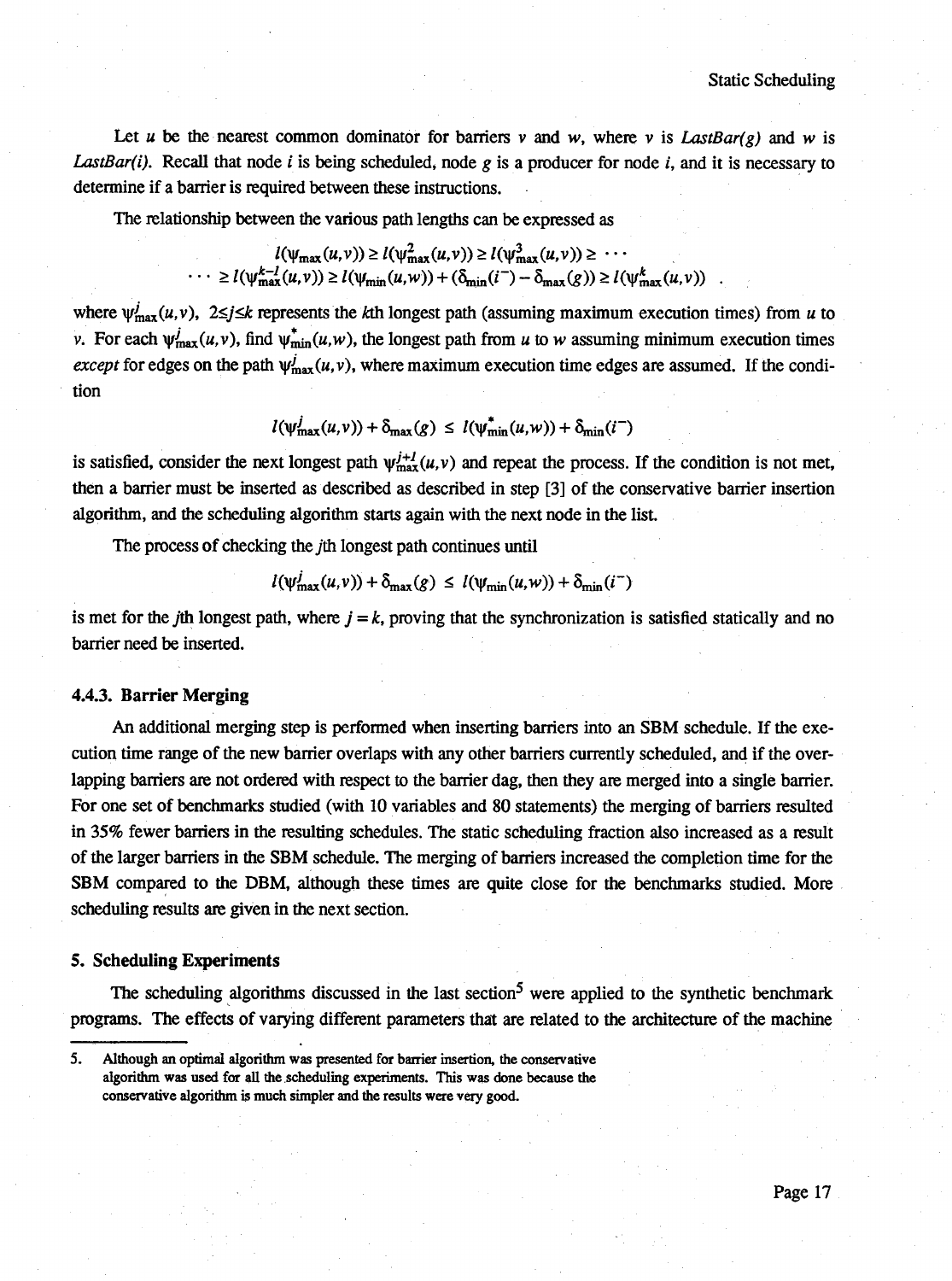Let $u$ be the nearest common dominator for barriers $v$ and $w$, where $v$ is *LastBar(g)* and $w$ is *LastBar(i)*. Recall that node $i$ is being scheduled, node $g$ is a producer for node $i$, and it is necessary to determine if a barrier is required between these instructions.

The relationship between the various path lengths can be expressed as

$$l(\psi_{max}(u,v)) \geq l(\psi^2_{max}(u,v)) \geq l(\psi^3_{max}(u,v)) \geq \cdots$$
$$\cdots \geq l(\psi^{k-1}_{max}(u,v)) \geq l(\psi_{min}(u,w)) + (\delta_{min}(i^-) - \delta_{max}(g)) \geq l(\psi^k_{max}(u,v)) \quad .$$

where $\psi^j_{max}(u,v)$, $2 \leq j \leq k$ represents the $k$th longest path (assuming maximum execution times) from $u$ to $v$. For each $\psi^j_{max}(u,v)$, find $\psi^*_{min}(u,w)$, the longest path from $u$ to $w$ assuming minimum execution times *except* for edges on the path $\psi^j_{max}(u,v)$, where maximum execution time edges are assumed. If the condition

$$l(\psi^j_{max}(u,v)) + \delta_{max}(g) \leq l(\psi^*_{min}(u,w)) + \delta_{min}(i^-)$$

is satisfied, consider the next longest path $\psi^{j+1}_{max}(u,v)$ and repeat the process. If the condition is not met, then a barrier must be inserted as described as described in step [3] of the conservative barrier insertion algorithm, and the scheduling algorithm starts again with the next node in the list.

The process of checking the $j$th longest path continues until

$$l(\psi^j_{max}(u,v)) + \delta_{max}(g) \leq l(\psi_{min}(u,w)) + \delta_{min}(i^-)$$

is met for the $j$th longest path, where $j = k$, proving that the synchronization is satisfied statically and no barrier need be inserted.

### 4.4.3. Barrier Merging

An additional merging step is performed when inserting barriers into an SBM schedule. If the execution time range of the new barrier overlaps with any other barriers currently scheduled, and if the overlapping barriers are not ordered with respect to the barrier dag, then they are merged into a single barrier. For one set of benchmarks studied (with 10 variables and 80 statements) the merging of barriers resulted in 35% fewer barriers in the resulting schedules. The static scheduling fraction also increased as a result of the larger barriers in the SBM schedule. The merging of barriers increased the completion time for the SBM compared to the DBM, although these times are quite close for the benchmarks studied. More scheduling results are given in the next section.

## 5. Scheduling Experiments

The scheduling algorithms discussed in the last section[5] were applied to the synthetic benchmark programs. The effects of varying different parameters that are related to the architecture of the machine

---

5. Although an optimal algorithm was presented for barrier insertion, the conservative algorithm was used for all the scheduling experiments. This was done because the conservative algorithm is much simpler and the results were very good.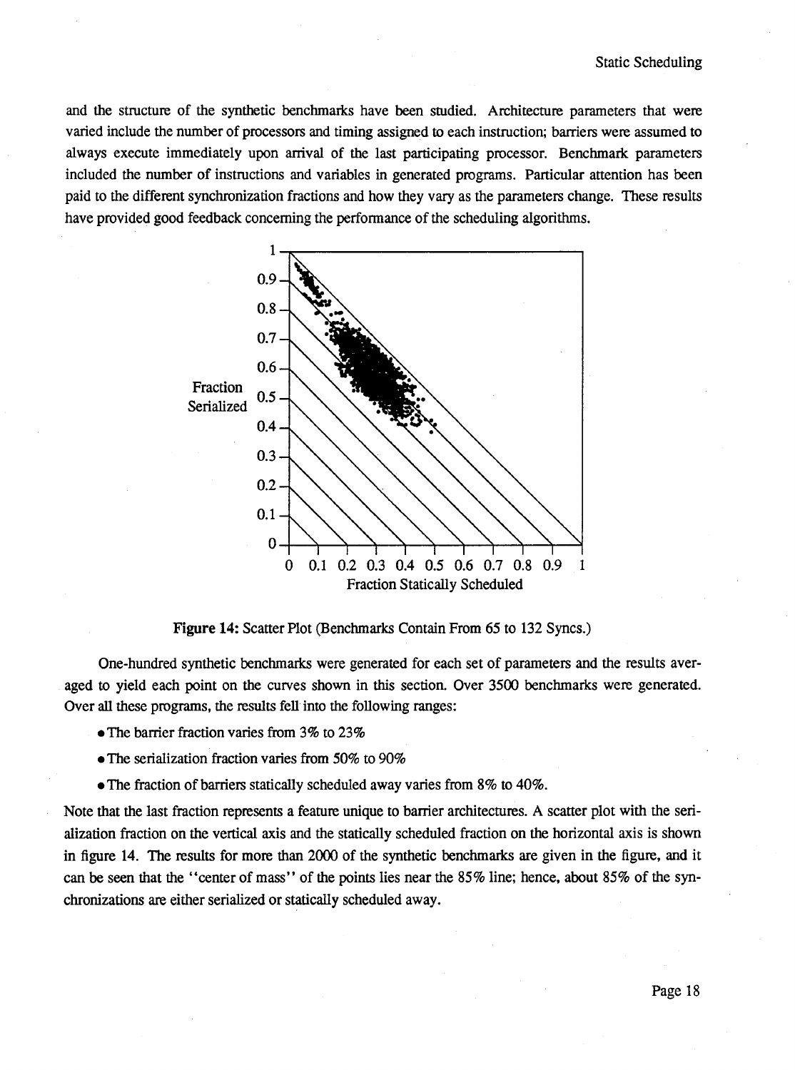and the structure of the synthetic benchmarks have been studied. Architecture parameters that were varied include the number of processors and timing assigned to each instruction; barriers were assumed to always execute immediately upon arrival of the last participating processor. Benchmark parameters included the number of instructions and variables in generated programs. Particular attention has been paid to the different synchronization fractions and how they vary as the parameters change. These results have provided good feedback concerning the performance of the scheduling algorithms.

**Figure 14:** Scatter Plot (Benchmarks Contain From 65 to 132 Syncs.)

One-hundred synthetic benchmarks were generated for each set of parameters and the results averaged to yield each point on the curves shown in this section. Over 3500 benchmarks were generated. Over all these programs, the results fell into the following ranges:

- The barrier fraction varies from 3% to 23%
- The serialization fraction varies from 50% to 90%
- The fraction of barriers statically scheduled away varies from 8% to 40%.

Note that the last fraction represents a feature unique to barrier architectures. A scatter plot with the serialization fraction on the vertical axis and the statically scheduled fraction on the horizontal axis is shown in figure 14. The results for more than 2000 of the synthetic benchmarks are given in the figure, and it can be seen that the "center of mass" of the points lies near the 85% line; hence, about 85% of the synchronizations are either serialized or statically scheduled away.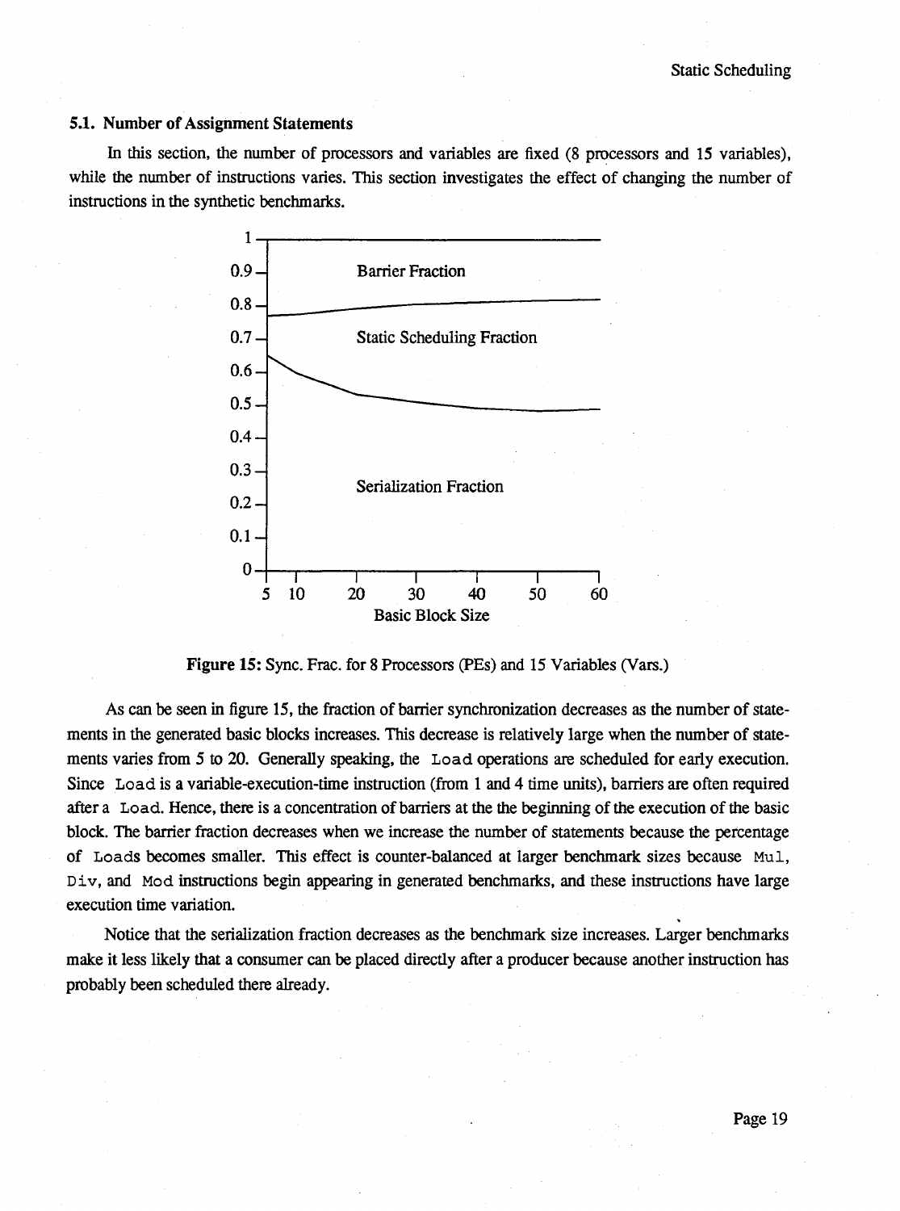### 5.1. Number of Assignment Statements

In this section, the number of processors and variables are fixed (8 processors and 15 variables), while the number of instructions varies. This section investigates the effect of changing the number of instructions in the synthetic benchmarks.

**Figure 15:** Sync. Frac. for 8 Processors (PEs) and 15 Variables (Vars.)

As can be seen in figure 15, the fraction of barrier synchronization decreases as the number of statements in the generated basic blocks increases. This decrease is relatively large when the number of statements varies from 5 to 20. Generally speaking, the `Load` operations are scheduled for early execution. Since `Load` is a variable-execution-time instruction (from 1 and 4 time units), barriers are often required after a `Load`. Hence, there is a concentration of barriers at the the beginning of the execution of the basic block. The barrier fraction decreases when we increase the number of statements because the percentage of `Loads` becomes smaller. This effect is counter-balanced at larger benchmark sizes because `Mul`, `Div`, and `Mod` instructions begin appearing in generated benchmarks, and these instructions have large execution time variation.

Notice that the serialization fraction decreases as the benchmark size increases. Larger benchmarks make it less likely that a consumer can be placed directly after a producer because another instruction has probably been scheduled there already.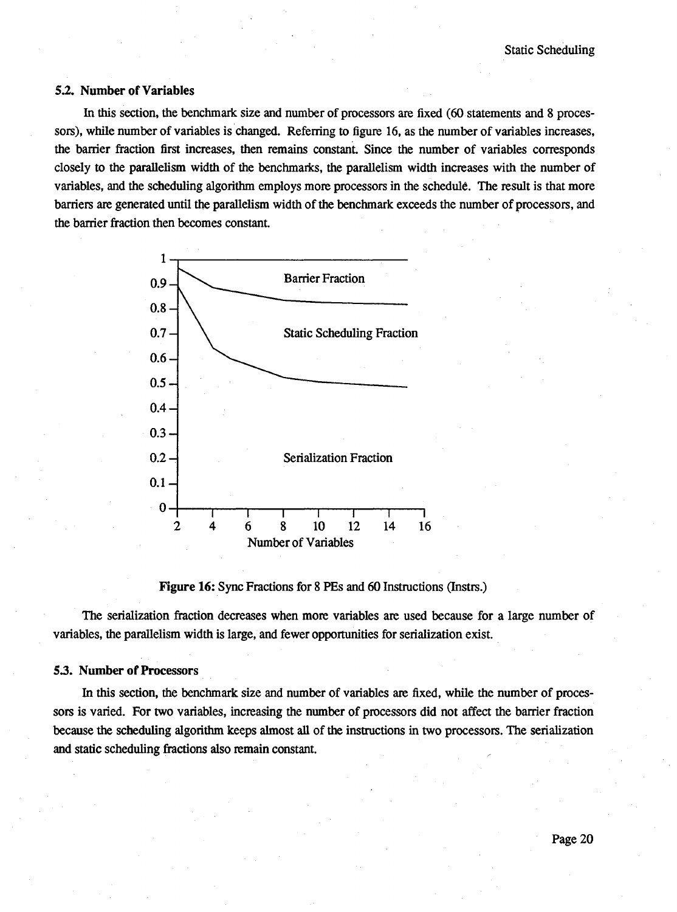## 5.2. Number of Variables

In this section, the benchmark size and number of processors are fixed (60 statements and 8 processors), while number of variables is changed. Referring to figure 16, as the number of variables increases, the barrier fraction first increases, then remains constant. Since the number of variables corresponds closely to the parallelism width of the benchmarks, the parallelism width increases with the number of variables, and the scheduling algorithm employs more processors in the schedule. The result is that more barriers are generated until the parallelism width of the benchmark exceeds the number of processors, and the barrier fraction then becomes constant.

**Figure 16:** Sync Fractions for 8 PEs and 60 Instructions (Instrs.)

The serialization fraction decreases when more variables are used because for a large number of variables, the parallelism width is large, and fewer opportunities for serialization exist.

## 5.3. Number of Processors

In this section, the benchmark size and number of variables are fixed, while the number of processors is varied. For two variables, increasing the number of processors did not affect the barrier fraction because the scheduling algorithm keeps almost all of the instructions in two processors. The serialization and static scheduling fractions also remain constant.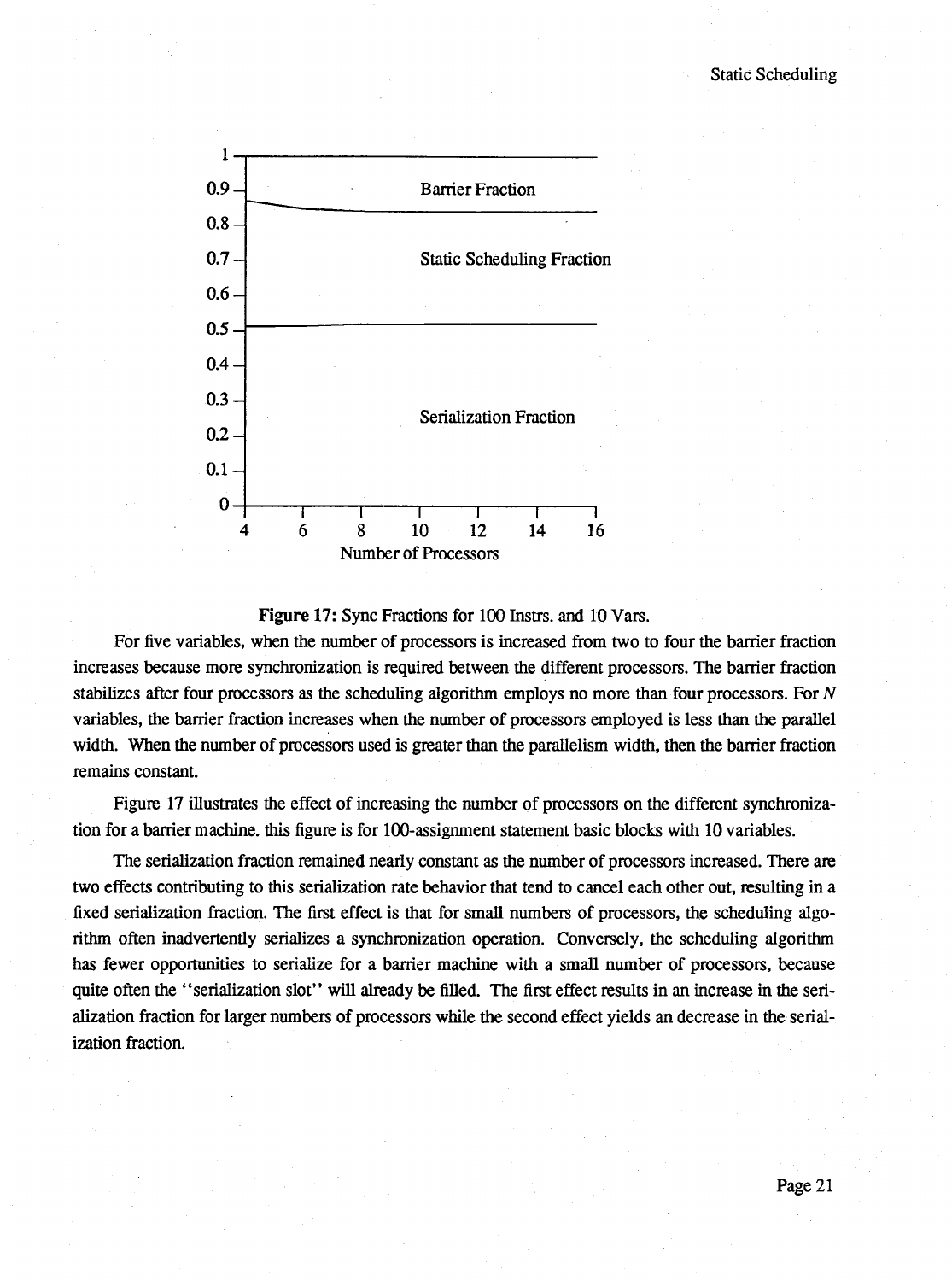**Figure 17:** Sync Fractions for 100 Instrs. and 10 Vars.

For five variables, when the number of processors is increased from two to four the barrier fraction increases because more synchronization is required between the different processors. The barrier fraction stabilizes after four processors as the scheduling algorithm employs no more than four processors. For *N* variables, the barrier fraction increases when the number of processors employed is less than the parallel width. When the number of processors used is greater than the parallelism width, then the barrier fraction remains constant.

Figure 17 illustrates the effect of increasing the number of processors on the different synchronization for a barrier machine. this figure is for 100-assignment statement basic blocks with 10 variables.

The serialization fraction remained nearly constant as the number of processors increased. There are two effects contributing to this serialization rate behavior that tend to cancel each other out, resulting in a fixed serialization fraction. The first effect is that for small numbers of processors, the scheduling algorithm often inadvertently serializes a synchronization operation. Conversely, the scheduling algorithm has fewer opportunities to serialize for a barrier machine with a small number of processors, because quite often the "serialization slot" will already be filled. The first effect results in an increase in the serialization fraction for larger numbers of processors while the second effect yields an decrease in the serialization fraction.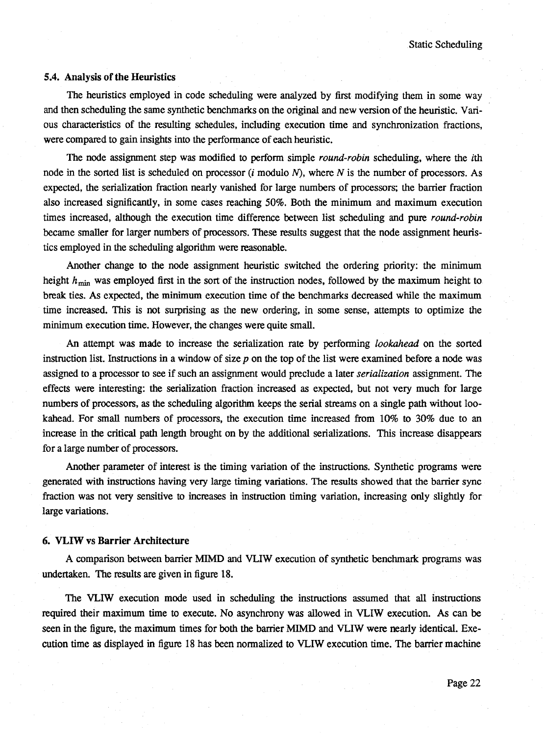### 5.4. Analysis of the Heuristics

The heuristics employed in code scheduling were analyzed by first modifying them in some way and then scheduling the same synthetic benchmarks on the original and new version of the heuristic. Various characteristics of the resulting schedules, including execution time and synchronization fractions, were compared to gain insights into the performance of each heuristic.

The node assignment step was modified to perform simple *round-robin* scheduling, where the *i*th node in the sorted list is scheduled on processor (*i* modulo *N*), where *N* is the number of processors. As expected, the serialization fraction nearly vanished for large numbers of processors; the barrier fraction also increased significantly, in some cases reaching 50%. Both the minimum and maximum execution times increased, although the execution time difference between list scheduling and pure *round-robin* became smaller for larger numbers of processors. These results suggest that the node assignment heuristics employed in the scheduling algorithm were reasonable.

Another change to the node assignment heuristic switched the ordering priority: the minimum height $h_{min}$ was employed first in the sort of the instruction nodes, followed by the maximum height to break ties. As expected, the minimum execution time of the benchmarks decreased while the maximum time increased. This is not surprising as the new ordering, in some sense, attempts to optimize the minimum execution time. However, the changes were quite small.

An attempt was made to increase the serialization rate by performing *lookahead* on the sorted instruction list. Instructions in a window of size *p* on the top of the list were examined before a node was assigned to a processor to see if such an assignment would preclude a later *serialization* assignment. The effects were interesting: the serialization fraction increased as expected, but not very much for large numbers of processors, as the scheduling algorithm keeps the serial streams on a single path without lookahead. For small numbers of processors, the execution time increased from 10% to 30% due to an increase in the critical path length brought on by the additional serializations. This increase disappears for a large number of processors.

Another parameter of interest is the timing variation of the instructions. Synthetic programs were generated with instructions having very large timing variations. The results showed that the barrier sync fraction was not very sensitive to increases in instruction timing variation, increasing only slightly for large variations.

## 6. VLIW vs Barrier Architecture

A comparison between barrier MIMD and VLIW execution of synthetic benchmark programs was undertaken. The results are given in figure 18.

The VLIW execution mode used in scheduling the instructions assumed that all instructions required their maximum time to execute. No asynchrony was allowed in VLIW execution. As can be seen in the figure, the maximum times for both the barrier MIMD and VLIW were nearly identical. Execution time as displayed in figure 18 has been normalized to VLIW execution time. The barrier machine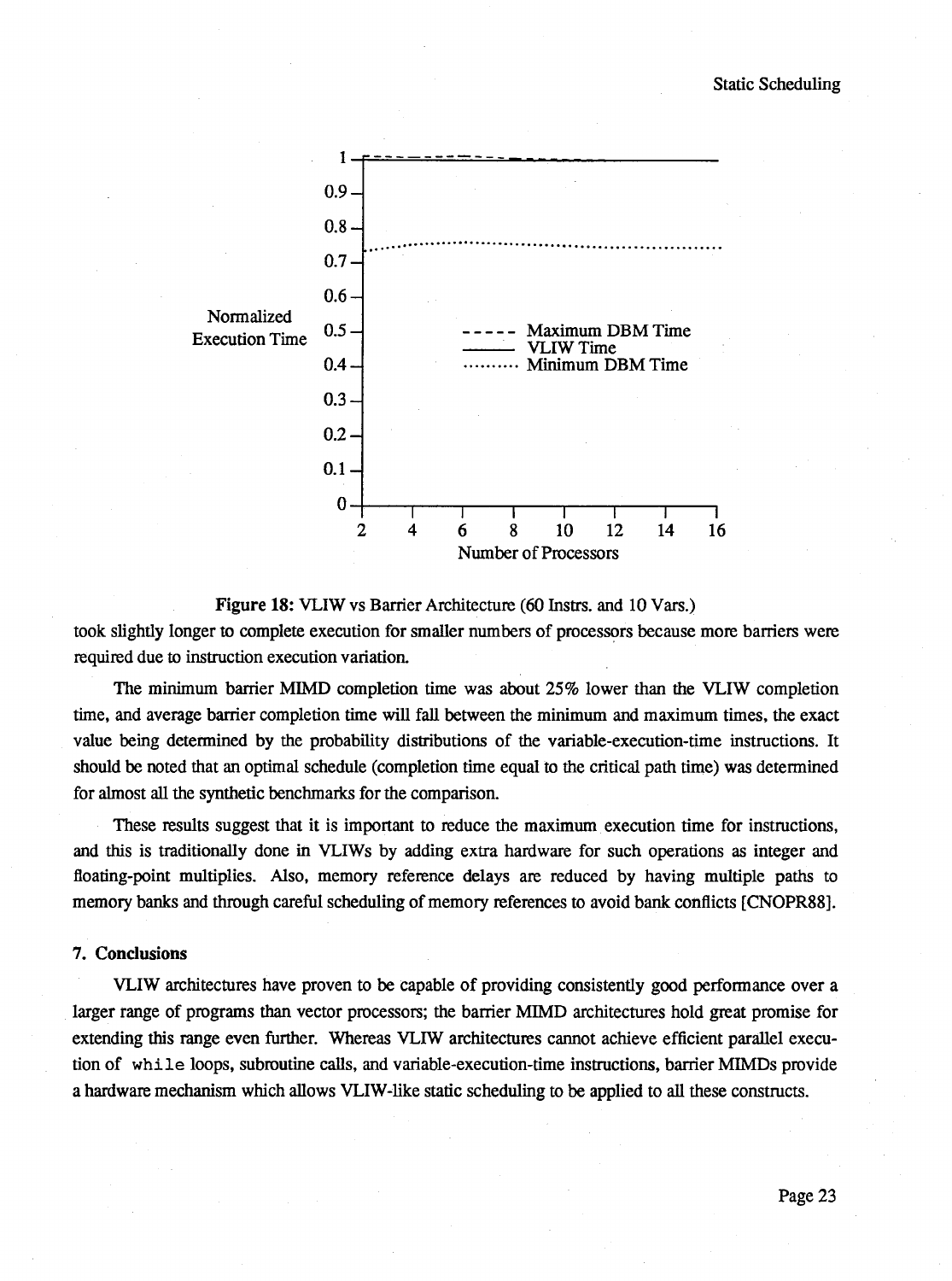Figure 18: VLIW vs Barrier Architecture (60 Instrs. and 10 Vars.)

took slightly longer to complete execution for smaller numbers of processors because more barriers were required due to instruction execution variation.

The minimum barrier MIMD completion time was about 25% lower than the VLIW completion time, and average barrier completion time will fall between the minimum and maximum times, the exact value being determined by the probability distributions of the variable-execution-time instructions. It should be noted that an optimal schedule (completion time equal to the critical path time) was determined for almost all the synthetic benchmarks for the comparison.

These results suggest that it is important to reduce the maximum execution time for instructions, and this is traditionally done in VLIWs by adding extra hardware for such operations as integer and floating-point multiplies. Also, memory reference delays are reduced by having multiple paths to memory banks and through careful scheduling of memory references to avoid bank conflicts [CNOPR88].

## 7. Conclusions

VLIW architectures have proven to be capable of providing consistently good performance over a larger range of programs than vector processors; the barrier MIMD architectures hold great promise for extending this range even further. Whereas VLIW architectures cannot achieve efficient parallel execution of `while` loops, subroutine calls, and variable-execution-time instructions, barrier MIMDs provide a hardware mechanism which allows VLIW-like static scheduling to be applied to all these constructs.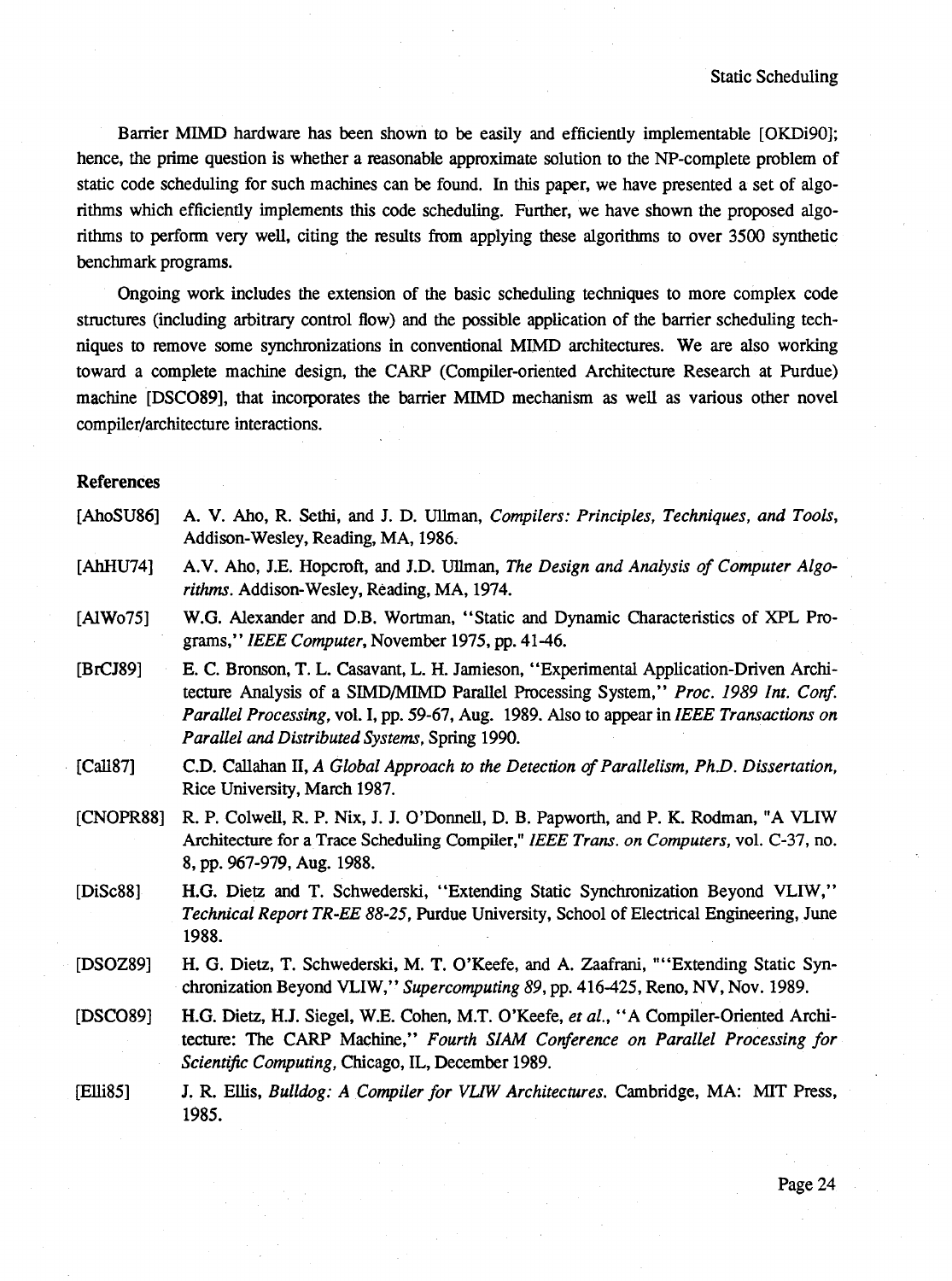Barrier MIMD hardware has been shown to be easily and efficiently implementable [OKDi90]; hence, the prime question is whether a reasonable approximate solution to the NP-complete problem of static code scheduling for such machines can be found. In this paper, we have presented a set of algorithms which efficiently implements this code scheduling. Further, we have shown the proposed algorithms to perform very well, citing the results from applying these algorithms to over 3500 synthetic benchmark programs.

Ongoing work includes the extension of the basic scheduling techniques to more complex code structures (including arbitrary control flow) and the possible application of the barrier scheduling techniques to remove some synchronizations in conventional MIMD architectures. We are also working toward a complete machine design, the CARP (Compiler-oriented Architecture Research at Purdue) machine [DSCO89], that incorporates the barrier MIMD mechanism as well as various other novel compiler/architecture interactions.

## References

[AhoSU86] A. V. Aho, R. Sethi, and J. D. Ullman, *Compilers: Principles, Techniques, and Tools*, Addison-Wesley, Reading, MA, 1986.

[AhHU74] A.V. Aho, J.E. Hopcroft, and J.D. Ullman, *The Design and Analysis of Computer Algorithms*. Addison-Wesley, Reading, MA, 1974.

[AlWo75] W.G. Alexander and D.B. Wortman, "Static and Dynamic Characteristics of XPL Programs," *IEEE Computer*, November 1975, pp. 41-46.

[BrCJ89] E. C. Bronson, T. L. Casavant, L. H. Jamieson, "Experimental Application-Driven Architecture Analysis of a SIMD/MIMD Parallel Processing System," *Proc. 1989 Int. Conf. Parallel Processing*, vol. I, pp. 59-67, Aug. 1989. Also to appear in *IEEE Transactions on Parallel and Distributed Systems*, Spring 1990.

[Call87] C.D. Callahan II, *A Global Approach to the Detection of Parallelism, Ph.D. Dissertation*, Rice University, March 1987.

[CNOPR88] R. P. Colwell, R. P. Nix, J. J. O'Donnell, D. B. Papworth, and P. K. Rodman, "A VLIW Architecture for a Trace Scheduling Compiler," *IEEE Trans. on Computers*, vol. C-37, no. 8, pp. 967-979, Aug. 1988.

[DiSc88] H.G. Dietz and T. Schwederski, "Extending Static Synchronization Beyond VLIW," *Technical Report TR-EE 88-25*, Purdue University, School of Electrical Engineering, June 1988.

[DSOZ89] H. G. Dietz, T. Schwederski, M. T. O'Keefe, and A. Zaafrani, ""Extending Static Synchronization Beyond VLIW," *Supercomputing 89*, pp. 416-425, Reno, NV, Nov. 1989.

[DSCO89] H.G. Dietz, H.J. Siegel, W.E. Cohen, M.T. O'Keefe, *et al.*, "A Compiler-Oriented Architecture: The CARP Machine," *Fourth SIAM Conference on Parallel Processing for Scientific Computing*, Chicago, IL, December 1989.

[Elli85] J. R. Ellis, *Bulldog: A Compiler for VLIW Architectures*. Cambridge, MA: MIT Press, 1985.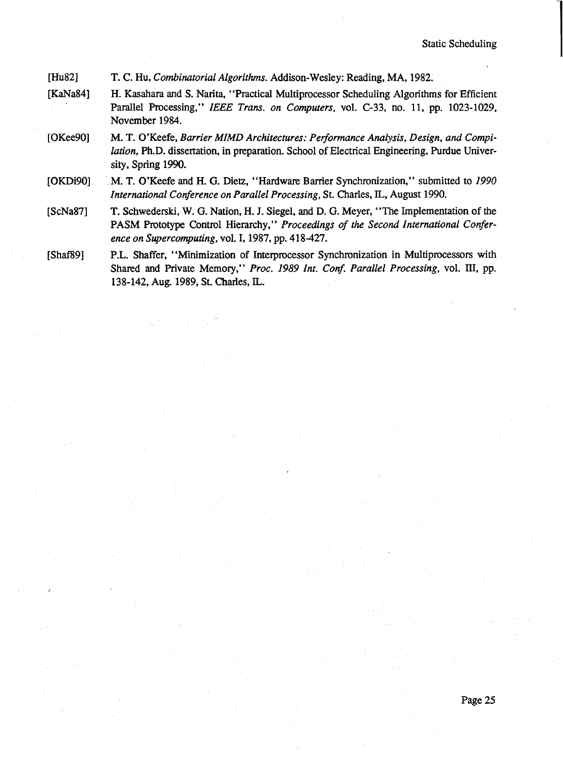[Hu82] T. C. Hu, *Combinatorial Algorithms.* Addison-Wesley: Reading, MA, 1982.

[KaNa84] H. Kasahara and S. Narita, "Practical Multiprocessor Scheduling Algorithms for Efficient Parallel Processing," *IEEE Trans. on Computers,* vol. C-33, no. 11, pp. 1023-1029, November 1984.

[OKee90] M. T. O'Keefe, *Barrier MIMD Architectures: Performance Analysis, Design, and Compilation,* Ph.D. dissertation, in preparation. School of Electrical Engineering, Purdue University, Spring 1990.

[OKDi90] M. T. O'Keefe and H. G. Dietz, "Hardware Barrier Synchronization," submitted to *1990 International Conference on Parallel Processing,* St. Charles, IL, August 1990.

[ScNa87] T. Schwederski, W. G. Nation, H. J. Siegel, and D. G. Meyer, "The Implementation of the PASM Prototype Control Hierarchy," *Proceedings of the Second International Conference on Supercomputing,* vol. I, 1987, pp. 418-427.

[Shaf89] P.L. Shaffer, "Minimization of Interprocessor Synchronization in Multiprocessors with Shared and Private Memory," *Proc. 1989 Int. Conf. Parallel Processing,* vol. III, pp. 138-142, Aug. 1989, St. Charles, IL.